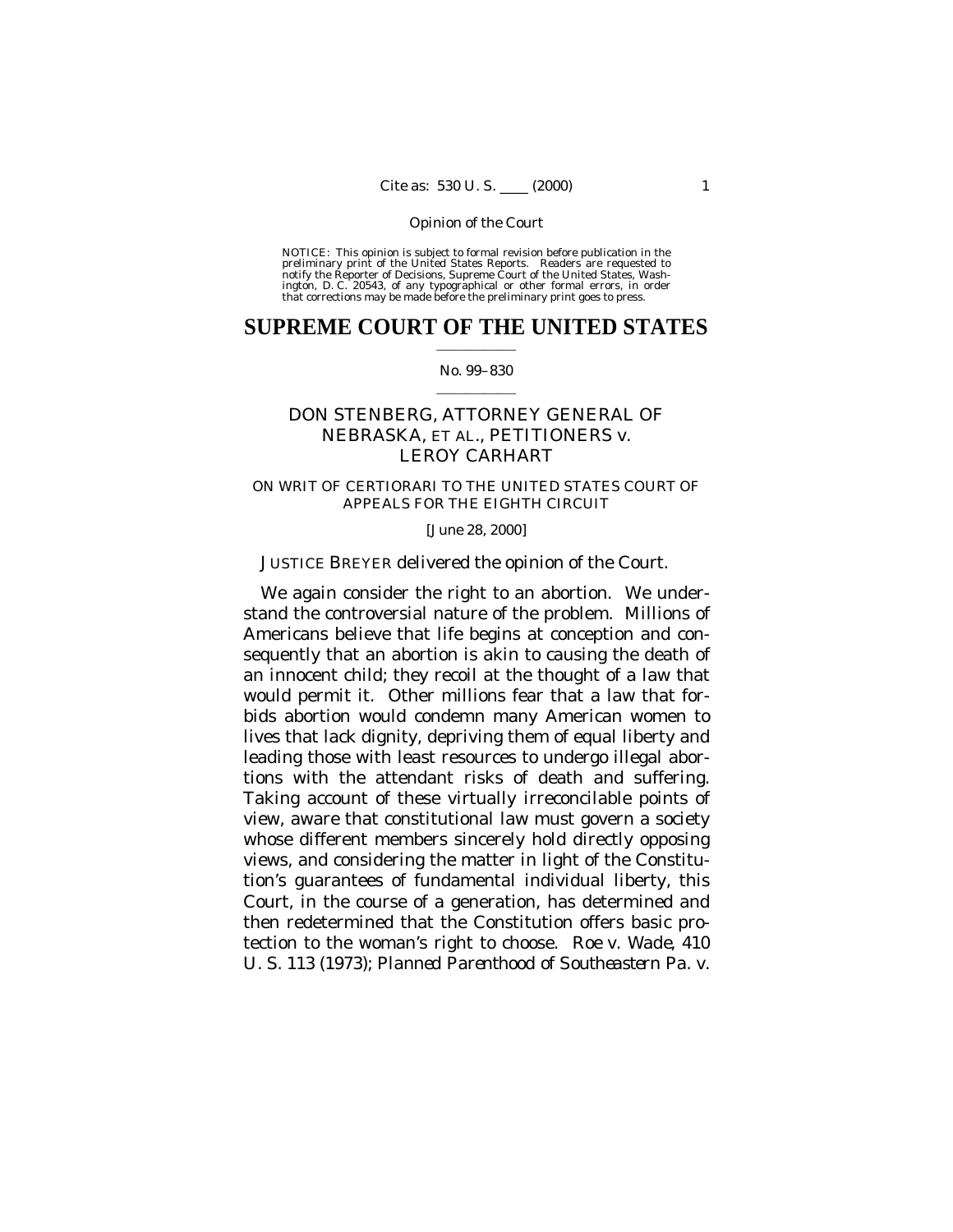NOTICE: This opinion is subject to formal revision before publication in the preliminary print of the United States Reports. Readers are requested to notify the Reporter of Decisions, Supreme Court of the United States, Washington, D. C. 20543, of any typographical or other formal errors, in order that corrections may be made before the preliminary print goes to press.

# SUPREME COURT OF THE UNITED STATES

No. 99–830

## DON STENBERG, ATTORNEY GENERAL OF NEBRASKA, ET AL., PETITIONERS *v.* LEROY CARHART

ON WRIT OF CERTIORARI TO THE UNITED STATES COURT OF APPEALS FOR THE EIGHTH CIRCUIT

[June 28, 2000]

JUSTICE BREYER delivered the opinion of the Court.

We again consider the right to an abortion. We understand the controversial nature of the problem. Millions of Americans believe that life begins at conception and consequently that an abortion is akin to causing the death of an innocent child; they recoil at the thought of a law that would permit it. Other millions fear that a law that forbids abortion would condemn many American women to lives that lack dignity, depriving them of equal liberty and leading those with least resources to undergo illegal abortions with the attendant risks of death and suffering. Taking account of these virtually irreconcilable points of view, aware that constitutional law must govern a society whose different members sincerely hold directly opposing views, and considering the matter in light of the Constitution's guarantees of fundamental individual liberty, this Court, in the course of a generation, has determined and then redetermined that the Constitution offers basic protection to the woman's right to choose. *Roe* v. *Wade*, 410 U. S. 113 (1973); *Planned Parenthood of Southeastern Pa.* v.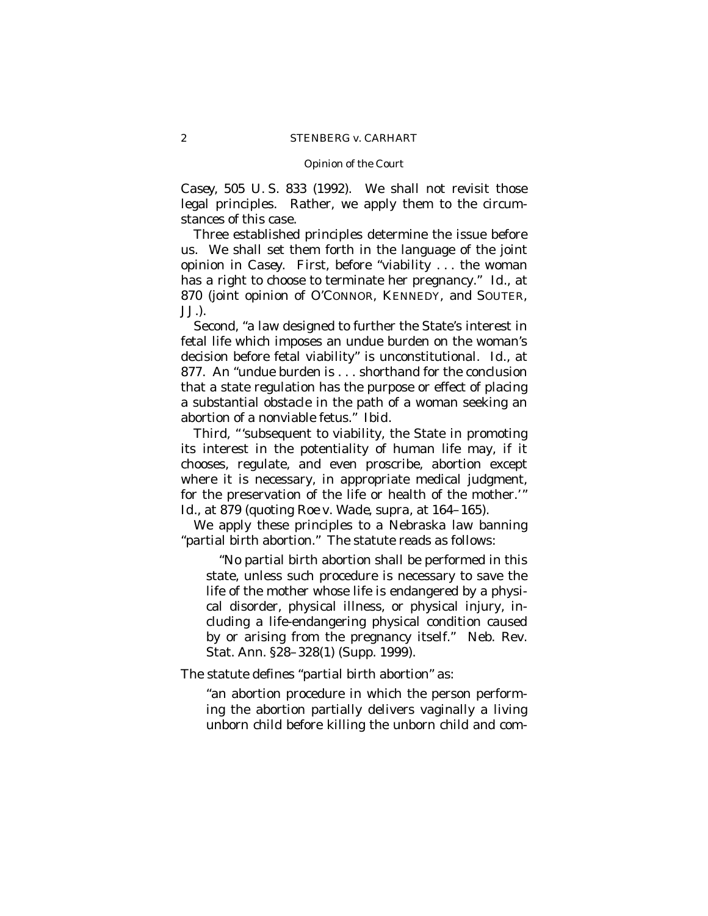*Casey*, 505 U. S. 833 (1992). We shall not revisit those legal principles. Rather, we apply them to the circumstances of this case.

Three established principles determine the issue before us. We shall set them forth in the language of the joint opinion in *Casey*. First, before "viability . . . the woman has a right to choose to terminate her pregnancy." *Id.*, at 870 (joint opinion of O'CONNOR, KENNEDY, and SOUTER, JJ.).

Second, "a law designed to further the State's interest in fetal life which imposes an undue burden on the woman's decision before fetal viability" is unconstitutional. *Id.*, at 877. An "undue burden is . . . shorthand for the conclusion that a state regulation has the purpose or effect of placing a substantial obstacle in the path of a woman seeking an abortion of a nonviable fetus." *Ibid.*

Third, "'subsequent to viability, the State in promoting its interest in the potentiality of human life may, if it chooses, regulate, and even proscribe, abortion except where it is necessary, in appropriate medical judgment, for the preservation of the life or health of the mother.'" *Id.*, at 879 (quoting *Roe* v. *Wade*, *supra*, at 164–165).

We apply these principles to a Nebraska law banning "partial birth abortion." The statute reads as follows:

> "No partial birth abortion shall be performed in this state, unless such procedure is necessary to save the life of the mother whose life is endangered by a physical disorder, physical illness, or physical injury, including a life-endangering physical condition caused by or arising from the pregnancy itself." Neb. Rev. Stat. Ann. §28–328(1) (Supp. 1999).

The statute defines "partial birth abortion" as:

> "an abortion procedure in which the person performing the abortion partially delivers vaginally a living unborn child before killing the unborn child and com-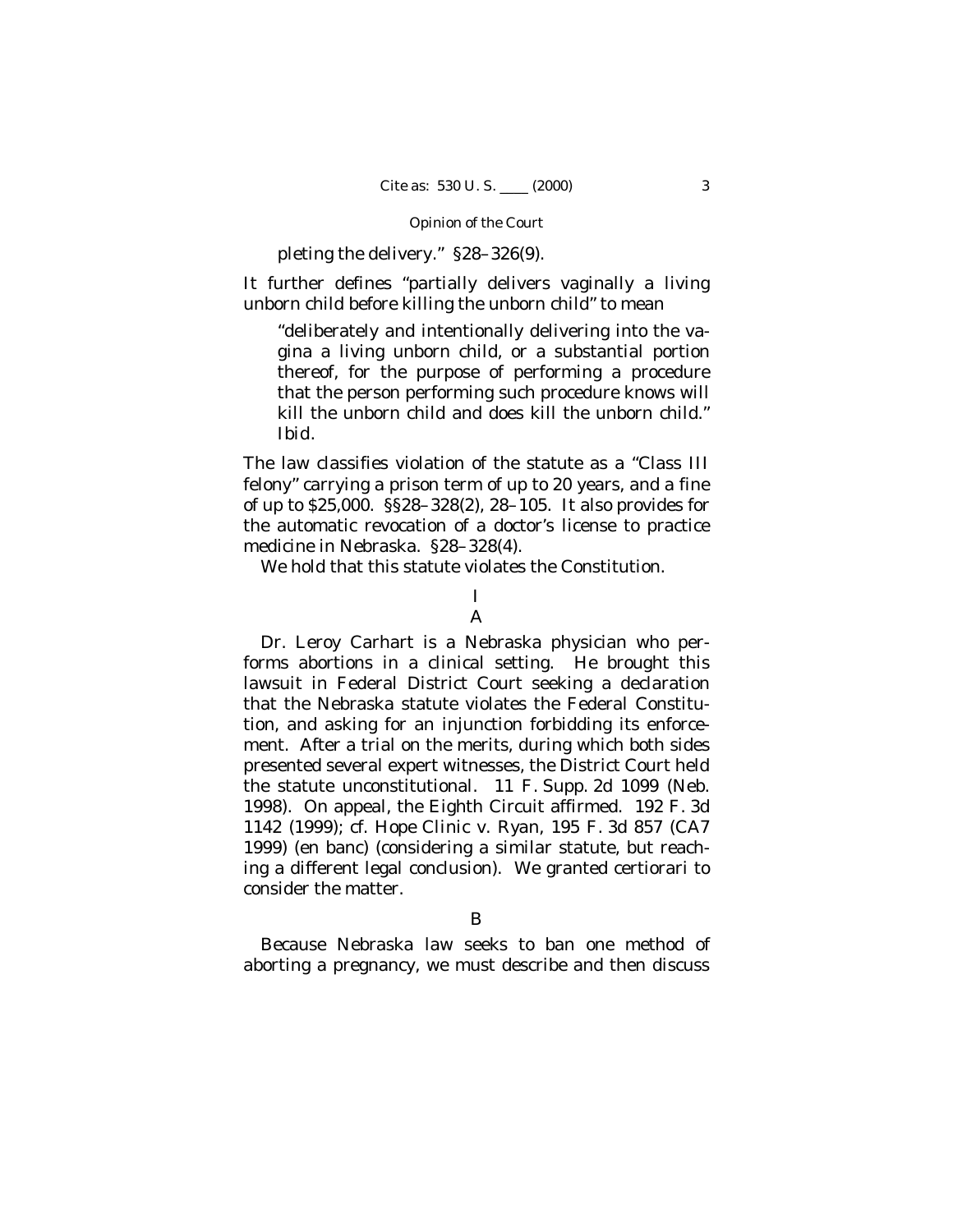pleting the delivery." §28–326(9).

It further defines "partially delivers vaginally a living unborn child before killing the unborn child" to mean

> "deliberately and intentionally delivering into the vagina a living unborn child, or a substantial portion thereof, for the purpose of performing a procedure that the person performing such procedure knows will kill the unborn child and does kill the unborn child." *Ibid.*

The law classifies violation of the statute as a "Class III felony" carrying a prison term of up to 20 years, and a fine of up to $25,000. §§28–328(2), 28–105. It also provides for the automatic revocation of a doctor's license to practice medicine in Nebraska. §28–328(4).

We hold that this statute violates the Constitution.

## I

### A

Dr. Leroy Carhart is a Nebraska physician who performs abortions in a clinical setting. He brought this lawsuit in Federal District Court seeking a declaration that the Nebraska statute violates the Federal Constitution, and asking for an injunction forbidding its enforcement. After a trial on the merits, during which both sides presented several expert witnesses, the District Court held the statute unconstitutional. 11 F. Supp. 2d 1099 (Neb. 1998). On appeal, the Eighth Circuit affirmed. 192 F. 3d 1142 (1999); cf. *Hope Clinic* v. *Ryan*, 195 F. 3d 857 (CA7 1999) (en banc) (considering a similar statute, but reaching a different legal conclusion). We granted certiorari to consider the matter.

### B

Because Nebraska law seeks to ban one method of aborting a pregnancy, we must describe and then discuss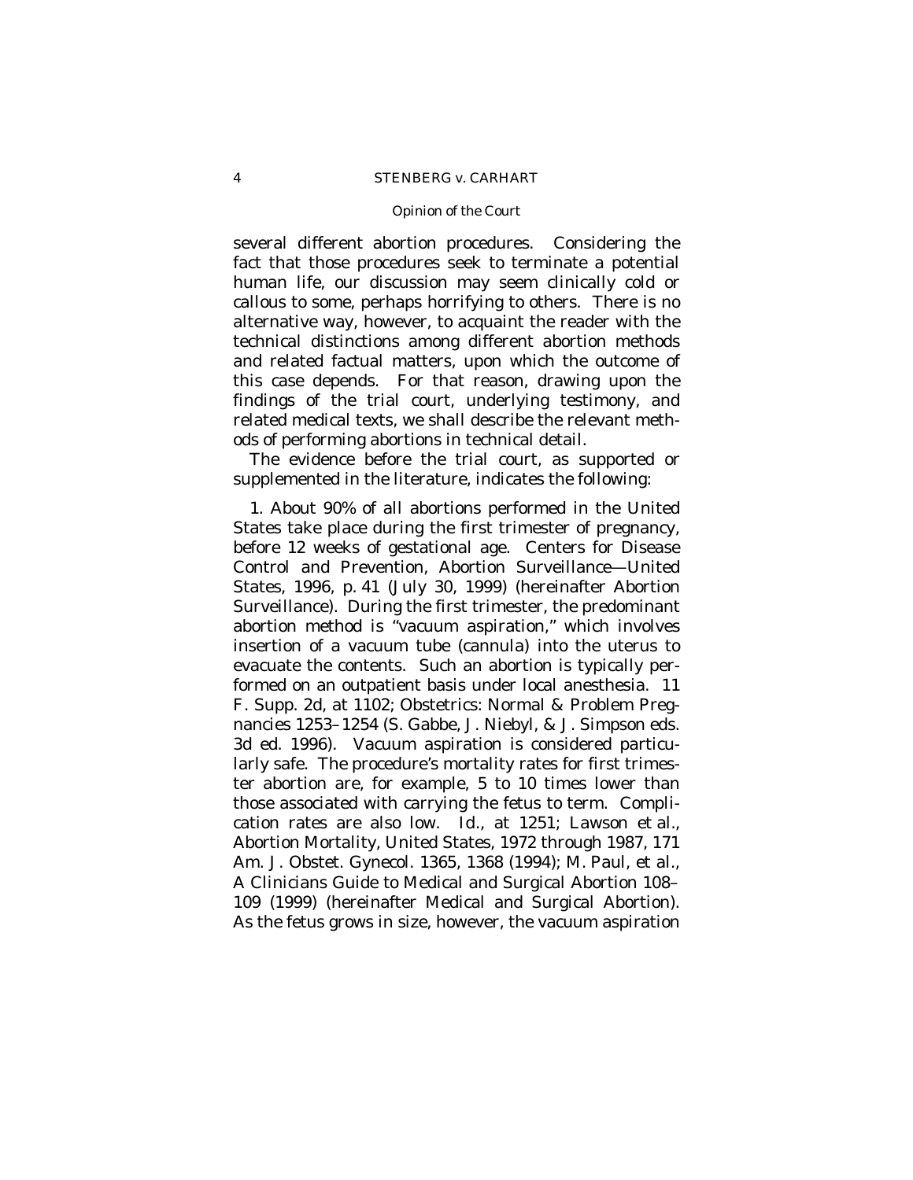several different abortion procedures. Considering the fact that those procedures seek to terminate a potential human life, our discussion may seem clinically cold or callous to some, perhaps horrifying to others. There is no alternative way, however, to acquaint the reader with the technical distinctions among different abortion methods and related factual matters, upon which the outcome of this case depends. For that reason, drawing upon the findings of the trial court, underlying testimony, and related medical texts, we shall describe the relevant methods of performing abortions in technical detail.

The evidence before the trial court, as supported or supplemented in the literature, indicates the following:

1. About 90% of all abortions performed in the United States take place during the first trimester of pregnancy, before 12 weeks of gestational age. Centers for Disease Control and Prevention, Abortion Surveillance—United States, 1996, p. 41 (July 30, 1999) (hereinafter Abortion Surveillance). During the first trimester, the predominant abortion method is "vacuum aspiration," which involves insertion of a vacuum tube (cannula) into the uterus to evacuate the contents. Such an abortion is typically performed on an outpatient basis under local anesthesia. 11 F. Supp. 2d, at 1102; Obstetrics: Normal & Problem Pregnancies 1253–1254 (S. Gabbe, J. Niebyl, & J. Simpson eds. 3d ed. 1996). Vacuum aspiration is considered particularly safe. The procedure's mortality rates for first trimester abortion are, for example, 5 to 10 times lower than those associated with carrying the fetus to term. Complication rates are also low. *Id.*, at 1251; Lawson *et al.*, Abortion Mortality, United States, 1972 through 1987, 171 Am. J. Obstet. Gynecol. 1365, 1368 (1994); M. Paul, *et al.*, A Clinicians Guide to Medical and Surgical Abortion 108–109 (1999) (hereinafter Medical and Surgical Abortion). As the fetus grows in size, however, the vacuum aspiration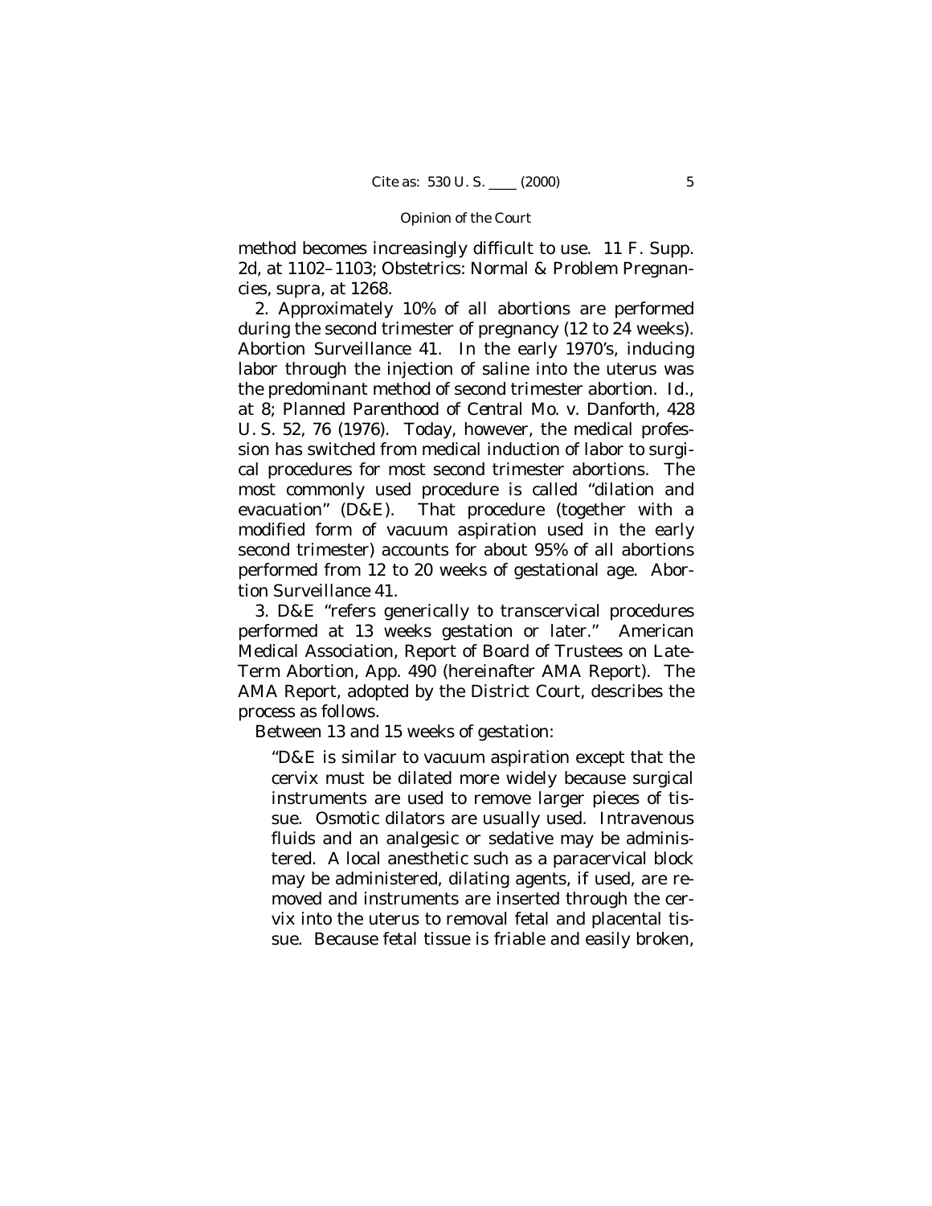method becomes increasingly difficult to use. 11 F. Supp. 2d, at 1102–1103; Obstetrics: Normal & Problem Pregnancies, *supra*, at 1268.

2. Approximately 10% of all abortions are performed during the second trimester of pregnancy (12 to 24 weeks). Abortion Surveillance 41. In the early 1970's, inducing labor through the injection of saline into the uterus was the predominant method of second trimester abortion. *Id.*, at 8; *Planned Parenthood of Central Mo.* v. *Danforth*, 428 U. S. 52, 76 (1976). Today, however, the medical profession has switched from medical induction of labor to surgical procedures for most second trimester abortions. The most commonly used procedure is called "dilation and evacuation" (D&E). That procedure (together with a modified form of vacuum aspiration used in the early second trimester) accounts for about 95% of all abortions performed from 12 to 20 weeks of gestational age. Abortion Surveillance 41.

3. D&E "refers generically to transcervical procedures performed at 13 weeks gestation or later." American Medical Association, Report of Board of Trustees on Late-Term Abortion, App. 490 (hereinafter AMA Report). The AMA Report, adopted by the District Court, describes the process as follows.

Between 13 and 15 weeks of gestation:

> "D&E is similar to vacuum aspiration except that the cervix must be dilated more widely because surgical instruments are used to remove larger pieces of tissue. Osmotic dilators are usually used. Intravenous fluids and an analgesic or sedative may be administered. A local anesthetic such as a paracervical block may be administered, dilating agents, if used, are removed and instruments are inserted through the cervix into the uterus to removal fetal and placental tissue. Because fetal tissue is friable and easily broken,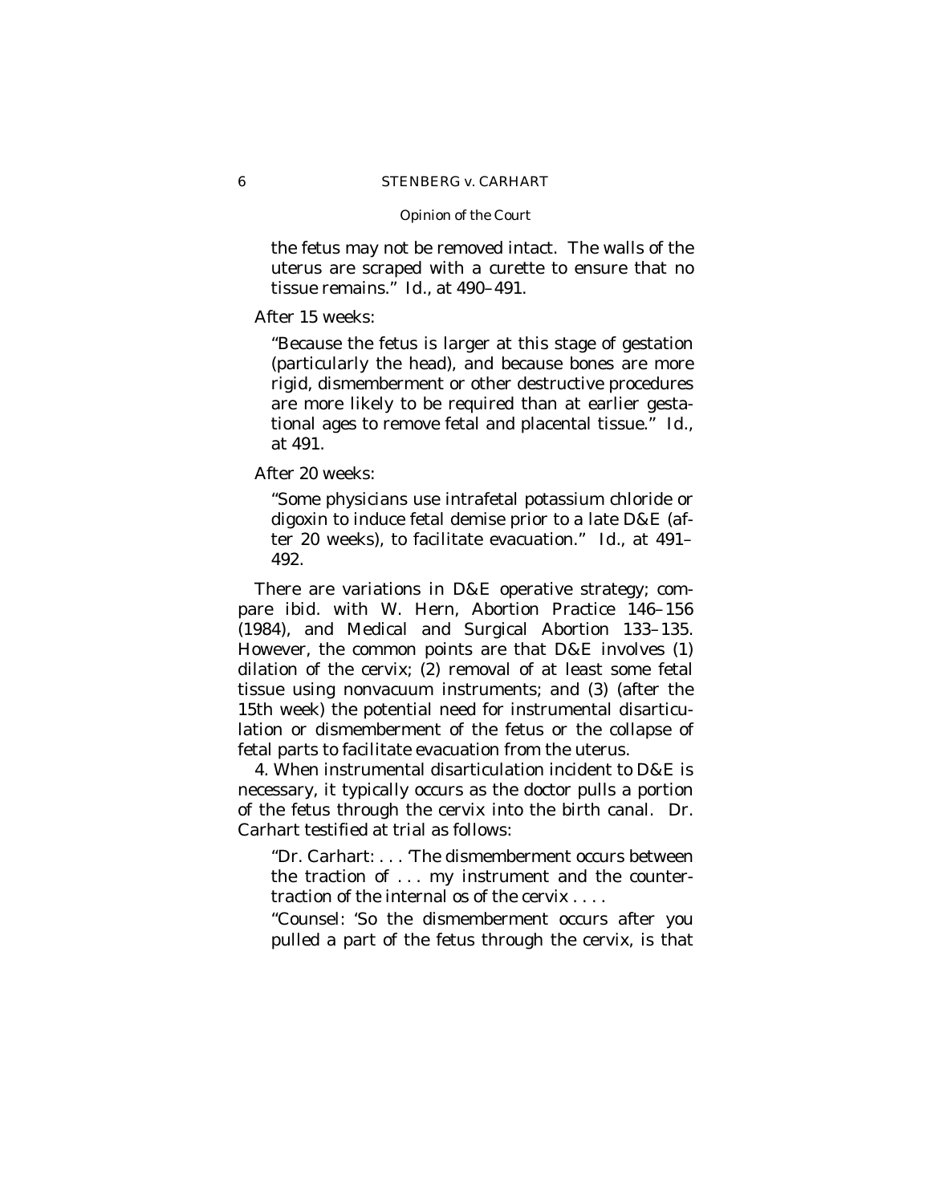the fetus may not be removed intact. The walls of the uterus are scraped with a curette to ensure that no tissue remains." *Id.*, at 490–491.

After 15 weeks:

> "Because the fetus is larger at this stage of gestation (particularly the head), and because bones are more rigid, dismemberment or other destructive procedures are more likely to be required than at earlier gestational ages to remove fetal and placental tissue." *Id.*, at 491.

After 20 weeks:

> "Some physicians use intrafetal potassium chloride or digoxin to induce fetal demise prior to a late D&E (after 20 weeks), to facilitate evacuation." *Id.*, at 491–492.

There are variations in D&E operative strategy; compare *ibid.* with W. Hern, Abortion Practice 146–156 (1984), and Medical and Surgical Abortion 133–135. However, the common points are that D&E involves (1) dilation of the cervix; (2) removal of at least some fetal tissue using nonvacuum instruments; and (3) (after the 15th week) the potential need for instrumental disarticulation or dismemberment of the fetus or the collapse of fetal parts to facilitate evacuation from the uterus.

4. When instrumental disarticulation incident to D&E is necessary, it typically occurs as the doctor pulls a portion of the fetus through the cervix into the birth canal. Dr. Carhart testified at trial as follows:

> "Dr. Carhart: . . . 'The dismemberment occurs between the traction of . . . my instrument and the countertraction of the internal os of the cervix . . . .
>
> "Counsel: 'So the dismemberment occurs after you pulled a part of the fetus through the cervix, is that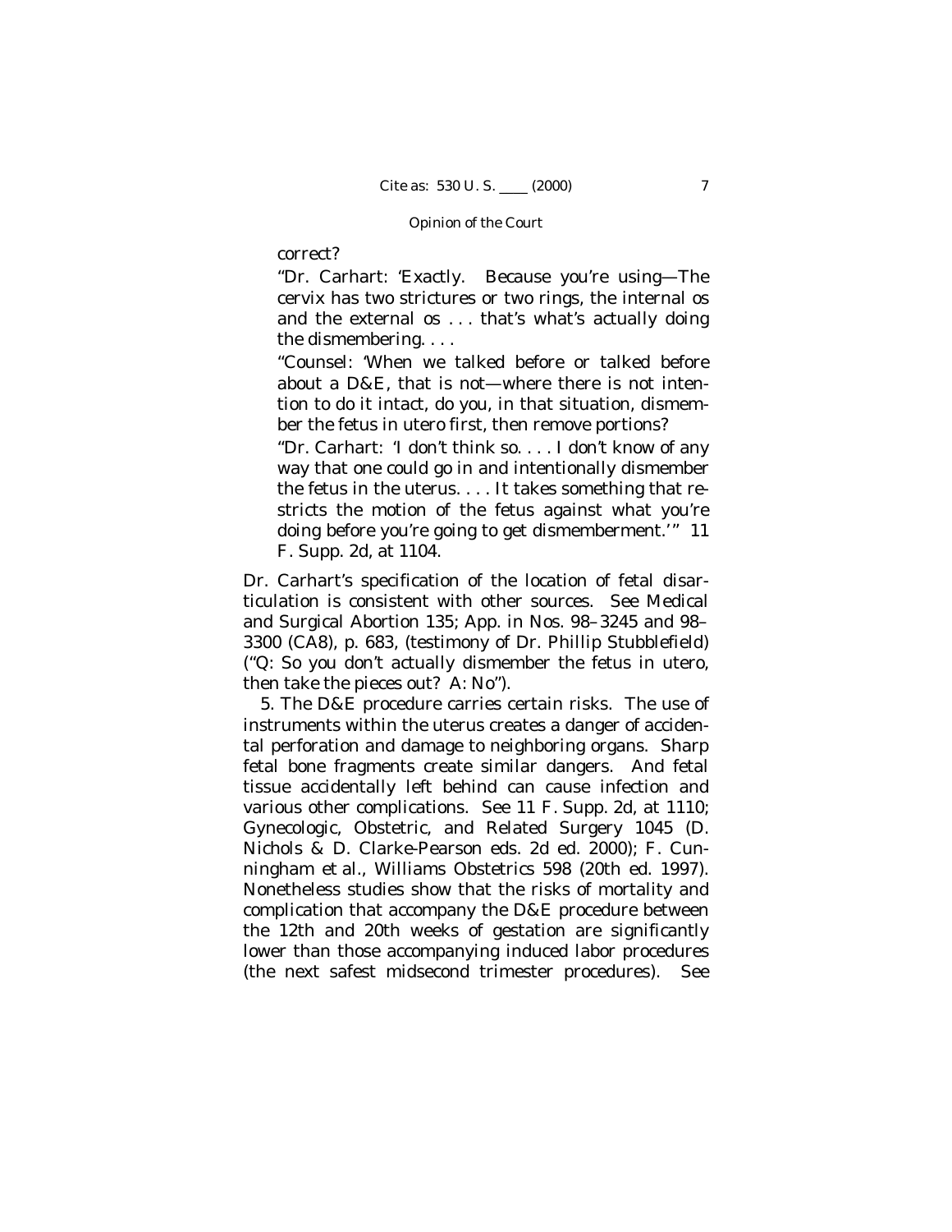> correct?
>
> "Dr. Carhart: 'Exactly. Because you're using—The cervix has two strictures or two rings, the internal os and the external os . . . that's what's actually doing the dismembering. . . .
>
> "Counsel: 'When we talked before or talked before about a D&E, that is not—where there is not intention to do it intact, do you, in that situation, dismember the fetus in utero first, then remove portions?
>
> "Dr. Carhart: 'I don't think so. . . . I don't know of any way that one could go in and intentionally dismember the fetus in the uterus. . . . It takes something that restricts the motion of the fetus against what you're doing before you're going to get dismemberment.'" 11 F. Supp. 2d, at 1104.

Dr. Carhart's specification of the location of fetal disarticulation is consistent with other sources. See Medical and Surgical Abortion 135; App. in Nos. 98–3245 and 98–3300 (CA8), p. 683, (testimony of Dr. Phillip Stubblefield) ("Q: So you don't actually dismember the fetus in utero, then take the pieces out? A: No").

5. The D&E procedure carries certain risks. The use of instruments within the uterus creates a danger of accidental perforation and damage to neighboring organs. Sharp fetal bone fragments create similar dangers. And fetal tissue accidentally left behind can cause infection and various other complications. See 11 F. Supp. 2d, at 1110; Gynecologic, Obstetric, and Related Surgery 1045 (D. Nichols & D. Clarke-Pearson eds. 2d ed. 2000); F. Cunningham et al., Williams Obstetrics 598 (20th ed. 1997). Nonetheless studies show that the risks of mortality and complication that accompany the D&E procedure between the 12th and 20th weeks of gestation are significantly lower than those accompanying induced labor procedures (the next safest midsecond trimester procedures). See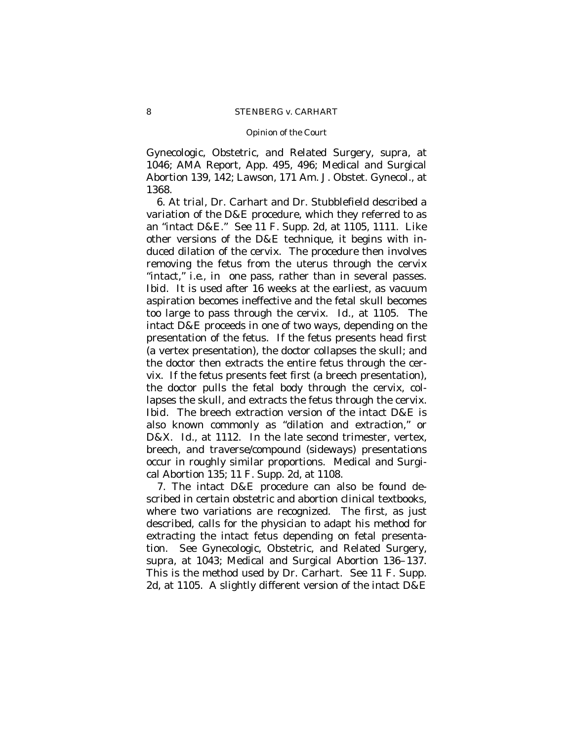Gynecologic, Obstetric, and Related Surgery, *supra*, at 1046; AMA Report, App. 495, 496; Medical and Surgical Abortion 139, 142; Lawson, 171 Am. J. Obstet. Gynecol., at 1368.

6. At trial, Dr. Carhart and Dr. Stubblefield described a variation of the D&E procedure, which they referred to as an "intact D&E." See 11 F. Supp. 2d, at 1105, 1111. Like other versions of the D&E technique, it begins with induced dilation of the cervix. The procedure then involves removing the fetus from the uterus through the cervix "intact," *i.e.*, in one pass, rather than in several passes. *Ibid.* It is used after 16 weeks at the earliest, as vacuum aspiration becomes ineffective and the fetal skull becomes too large to pass through the cervix. *Id.*, at 1105. The intact D&E proceeds in one of two ways, depending on the presentation of the fetus. If the fetus presents head first (a vertex presentation), the doctor collapses the skull; and the doctor then extracts the entire fetus through the cervix. If the fetus presents feet first (a breech presentation), the doctor pulls the fetal body through the cervix, collapses the skull, and extracts the fetus through the cervix. *Ibid.* The breech extraction version of the intact D&E is also known commonly as "dilation and extraction," or D&X. *Id.*, at 1112. In the late second trimester, vertex, breech, and traverse/compound (sideways) presentations occur in roughly similar proportions. Medical and Surgical Abortion 135; 11 F. Supp. 2d, at 1108.

7. The intact D&E procedure can also be found described in certain obstetric and abortion clinical textbooks, where two variations are recognized. The first, as just described, calls for the physician to adapt his method for extracting the intact fetus depending on fetal presentation. See Gynecologic, Obstetric, and Related Surgery, *supra*, at 1043; Medical and Surgical Abortion 136–137. This is the method used by Dr. Carhart. See 11 F. Supp. 2d, at 1105. A slightly different version of the intact D&E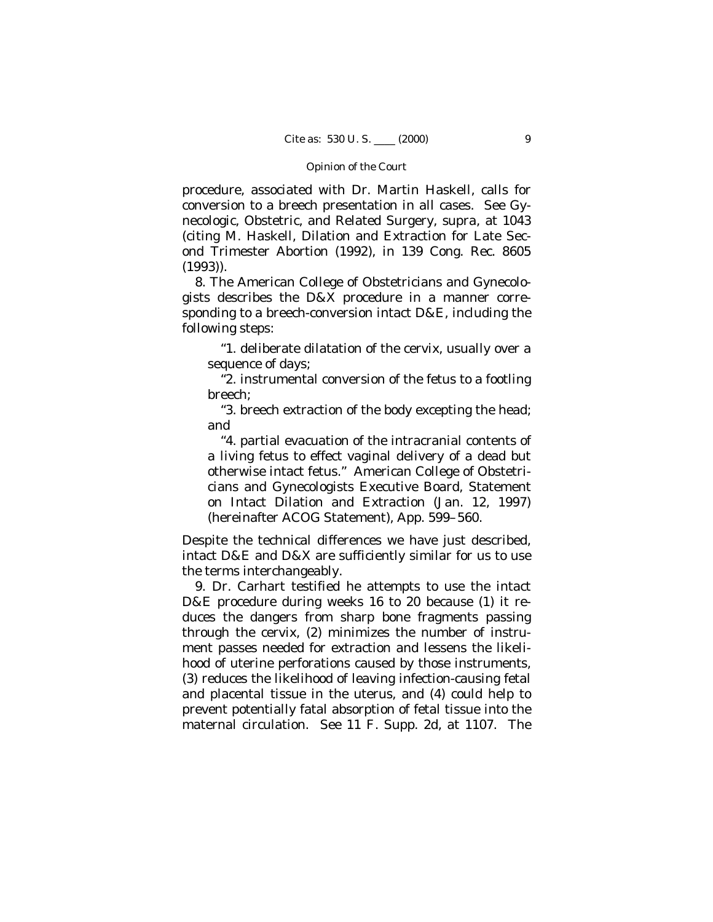procedure, associated with Dr. Martin Haskell, calls for conversion to a breech presentation in all cases. See Gynecologic, Obstetric, and Related Surgery, *supra*, at 1043 (citing M. Haskell, Dilation and Extraction for Late Second Trimester Abortion (1992), in 139 Cong. Rec. 8605 (1993)).

8. The American College of Obstetricians and Gynecologists describes the D&X procedure in a manner corresponding to a breech-conversion intact D&E, including the following steps:

> "1. deliberate dilatation of the cervix, usually over a sequence of days;
>
> "2. instrumental conversion of the fetus to a footling breech;
>
> "3. breech extraction of the body excepting the head; and
>
> "4. partial evacuation of the intracranial contents of a living fetus to effect vaginal delivery of a dead but otherwise intact fetus." American College of Obstetricians and Gynecologists Executive Board, Statement on Intact Dilation and Extraction (Jan. 12, 1997) (hereinafter ACOG Statement), App. 599–560.

Despite the technical differences we have just described, intact D&E and D&X are sufficiently similar for us to use the terms interchangeably.

9. Dr. Carhart testified he attempts to use the intact D&E procedure during weeks 16 to 20 because (1) it reduces the dangers from sharp bone fragments passing through the cervix, (2) minimizes the number of instrument passes needed for extraction and lessens the likelihood of uterine perforations caused by those instruments, (3) reduces the likelihood of leaving infection-causing fetal and placental tissue in the uterus, and (4) could help to prevent potentially fatal absorption of fetal tissue into the maternal circulation. See 11 F. Supp. 2d, at 1107. The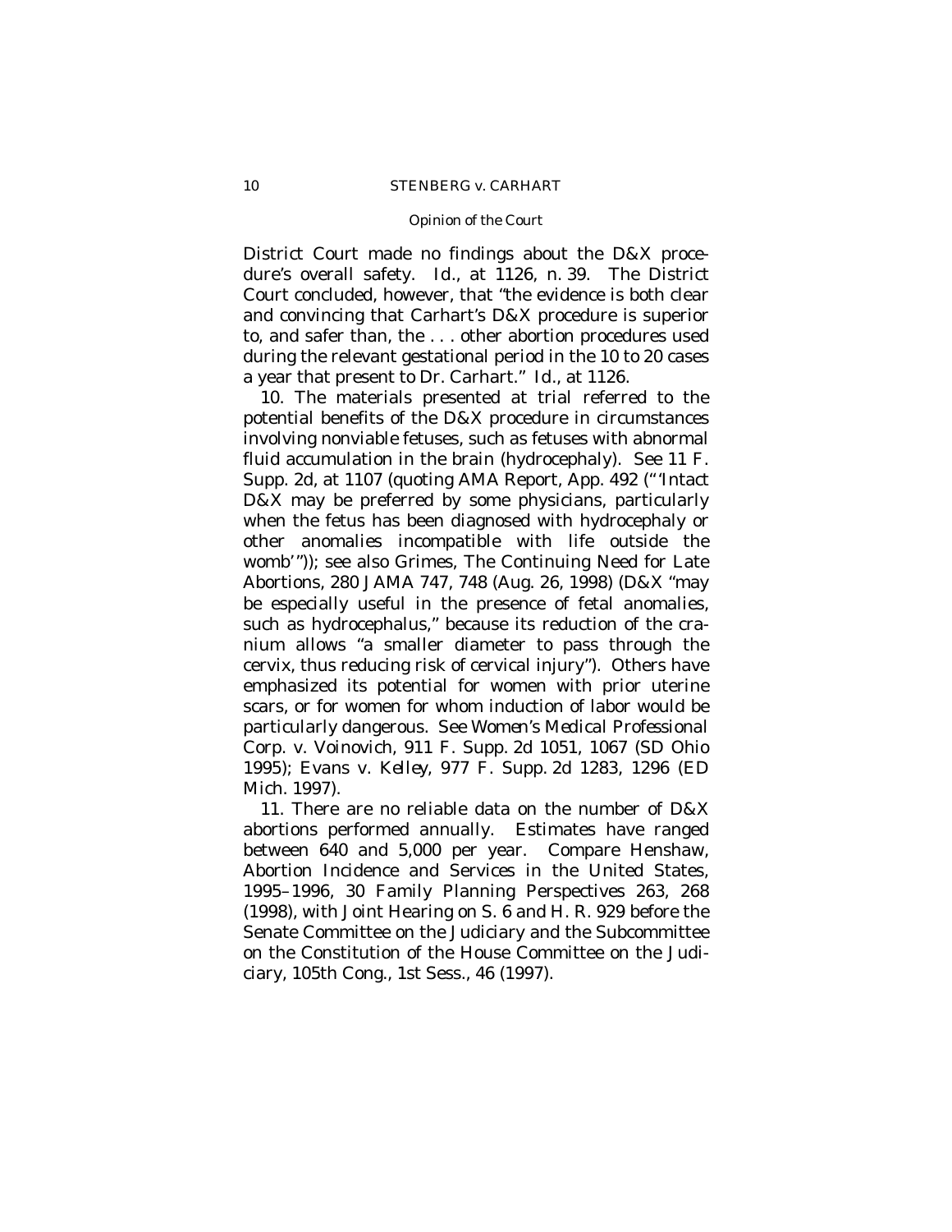District Court made no findings about the D&X procedure's overall safety. *Id.*, at 1126, n. 39. The District Court concluded, however, that "the evidence is both clear and convincing that Carhart's D&X procedure is superior to, and safer than, the . . . other abortion procedures used during the relevant gestational period in the 10 to 20 cases a year that present to Dr. Carhart." *Id.*, at 1126.

10. The materials presented at trial referred to the potential benefits of the D&X procedure in circumstances involving nonviable fetuses, such as fetuses with abnormal fluid accumulation in the brain (hydrocephaly). See 11 F. Supp. 2d, at 1107 (quoting AMA Report, App. 492 ("'Intact D&X may be preferred by some physicians, particularly when the fetus has been diagnosed with hydrocephaly or other anomalies incompatible with life outside the womb'")); see also Grimes, The Continuing Need for Late Abortions, 280 JAMA 747, 748 (Aug. 26, 1998) (D&X "may be especially useful in the presence of fetal anomalies, such as hydrocephalus," because its reduction of the cranium allows "a smaller diameter to pass through the cervix, thus reducing risk of cervical injury"). Others have emphasized its potential for women with prior uterine scars, or for women for whom induction of labor would be particularly dangerous. See *Women's Medical Professional Corp.* v. *Voinovich*, 911 F. Supp. 2d 1051, 1067 (SD Ohio 1995); *Evans* v. *Kelley*, 977 F. Supp. 2d 1283, 1296 (ED Mich. 1997).

11. There are no reliable data on the number of D&X abortions performed annually. Estimates have ranged between 640 and 5,000 per year. Compare Henshaw, Abortion Incidence and Services in the United States, 1995–1996, 30 Family Planning Perspectives 263, 268 (1998), with Joint Hearing on S. 6 and H. R. 929 before the Senate Committee on the Judiciary and the Subcommittee on the Constitution of the House Committee on the Judiciary, 105th Cong., 1st Sess., 46 (1997).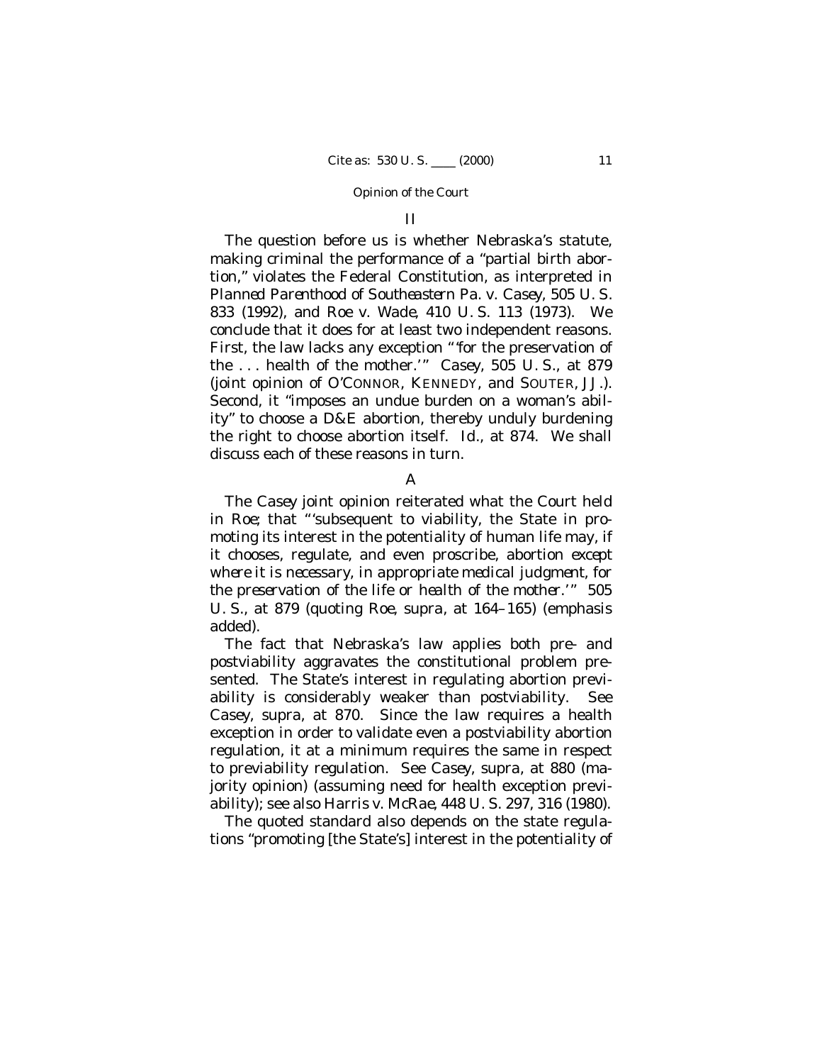## II

The question before us is whether Nebraska's statute, making criminal the performance of a "partial birth abortion," violates the Federal Constitution, as interpreted in *Planned Parenthood of Southeastern Pa.* v. *Casey*, 505 U. S. 833 (1992), and *Roe* v. *Wade*, 410 U. S. 113 (1973). We conclude that it does for at least two independent reasons. First, the law lacks any exception "'for the preservation of the . . . health of the mother.'" *Casey*, 505 U. S., at 879 (joint opinion of O'CONNOR, KENNEDY, and SOUTER, JJ.). Second, it "imposes an undue burden on a woman's ability" to choose a D&E abortion, thereby unduly burdening the right to choose abortion itself. *Id.*, at 874. We shall discuss each of these reasons in turn.

### A

The *Casey* joint opinion reiterated what the Court held in *Roe*; that "'subsequent to viability, the State in promoting its interest in the potentiality of human life may, if it chooses, regulate, and even proscribe, abortion *except where it is necessary, in appropriate medical judgment, for the preservation of the life or health of the mother*.'" 505 U. S., at 879 (quoting *Roe*, *supra*, at 164–165) (emphasis added).

The fact that Nebraska's law applies both pre- and postviability aggravates the constitutional problem presented. The State's interest in regulating abortion previability is considerably weaker than postviability. See *Casey*, *supra*, at 870. Since the law requires a health exception in order to validate even a postviability abortion regulation, it at a minimum requires the same in respect to previability regulation. See *Casey*, *supra*, at 880 (majority opinion) (assuming need for health exception previability); see also *Harris* v. *McRae*, 448 U. S. 297, 316 (1980).

The quoted standard also depends on the state regulations "promoting [the State's] interest in the potentiality of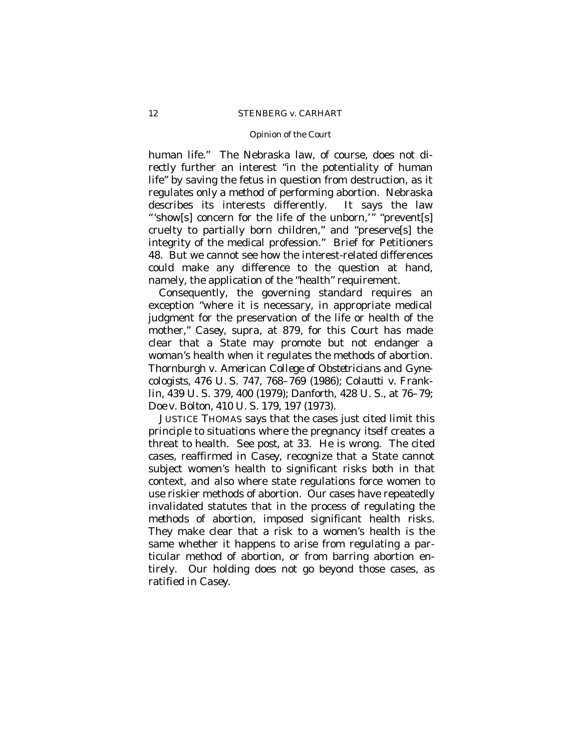human life." The Nebraska law, of course, does not directly further an interest "in the potentiality of human life" by saving the fetus in question from destruction, as it regulates only a *method* of performing abortion. Nebraska describes its interests differently. It says the law "'show[s] concern for the life of the unborn,'" "prevent[s] cruelty to partially born children," and "preserve[s] the integrity of the medical profession." Brief for Petitioners 48. But we cannot see how the interest-related differences could make any difference to the question at hand, namely, the application of the "health" requirement.

Consequently, the governing standard requires an exception "where it is necessary, in appropriate medical judgment for the preservation of the life or health of the mother," *Casey*, *supra*, at 879, for this Court has made clear that a State may promote but not endanger a woman's health when it regulates the methods of abortion. *Thornburgh* v. *American College of Obstetricians and Gynecologists*, 476 U. S. 747, 768–769 (1986); *Colautti* v. *Franklin*, 439 U. S. 379, 400 (1979); *Danforth*, 428 U. S., at 76–79; *Doe* v. *Bolton*, 410 U. S. 179, 197 (1973).

JUSTICE THOMAS says that the cases just cited limit this principle to situations where the pregnancy *itself* creates a threat to health. See *post*, at 33. He is wrong. The cited cases, reaffirmed in *Casey*, recognize that a State cannot subject women's health to significant risks both in that context, *and also* where state regulations force women to use riskier methods of abortion. Our cases have repeatedly invalidated statutes that in the process of regulating the *methods* of abortion, imposed significant health risks. They make clear that a risk to a women's health is the same whether it happens to arise from regulating a particular method of abortion, or from barring abortion entirely. Our holding does not go beyond those cases, as ratified in *Casey*.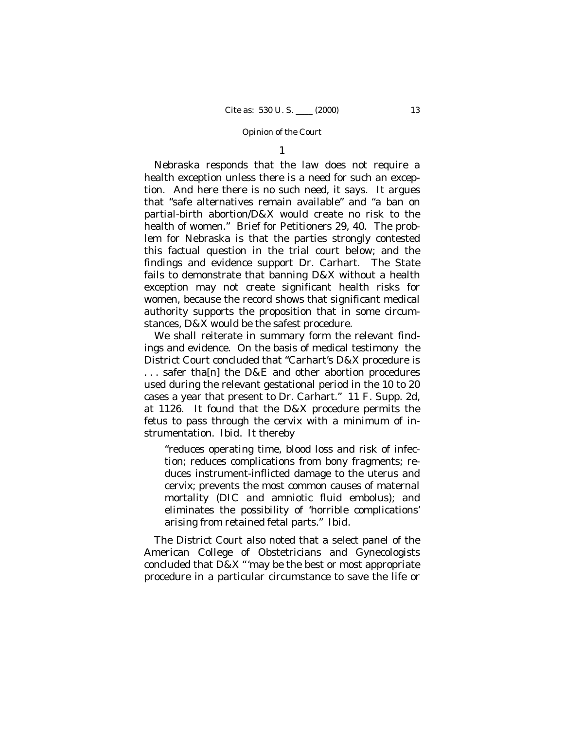1

Nebraska responds that the law does not require a health exception unless there is a need for such an exception. And here there is no such need, it says. It argues that "safe alternatives remain available" and "a ban on partial-birth abortion/D&X would create no risk to the health of women." Brief for Petitioners 29, 40. The problem for Nebraska is that the parties strongly contested this factual question in the trial court below; and the findings and evidence support Dr. Carhart. The State fails to demonstrate that banning D&X without a health exception may not create significant health risks for women, because the record shows that significant medical authority supports the proposition that in some circumstances, D&X would be the safest procedure.

We shall reiterate in summary form the relevant findings and evidence. On the basis of medical testimony the District Court concluded that "Carhart's D&X procedure is . . . safer tha[n] the D&E and other abortion procedures used during the relevant gestational period in the 10 to 20 cases a year that present to Dr. Carhart." 11 F. Supp. 2d, at 1126. It found that the D&X procedure permits the fetus to pass through the cervix with a minimum of instrumentation. *Ibid.* It thereby

> "reduces operating time, blood loss and risk of infection; reduces complications from bony fragments; reduces instrument-inflicted damage to the uterus and cervix; prevents the most common causes of maternal mortality (DIC and amniotic fluid embolus); and eliminates the possibility of 'horrible complications' arising from retained fetal parts." *Ibid.*

The District Court also noted that a select panel of the American College of Obstetricians and Gynecologists concluded that D&X "'may be the best or most appropriate procedure in a particular circumstance to save the life or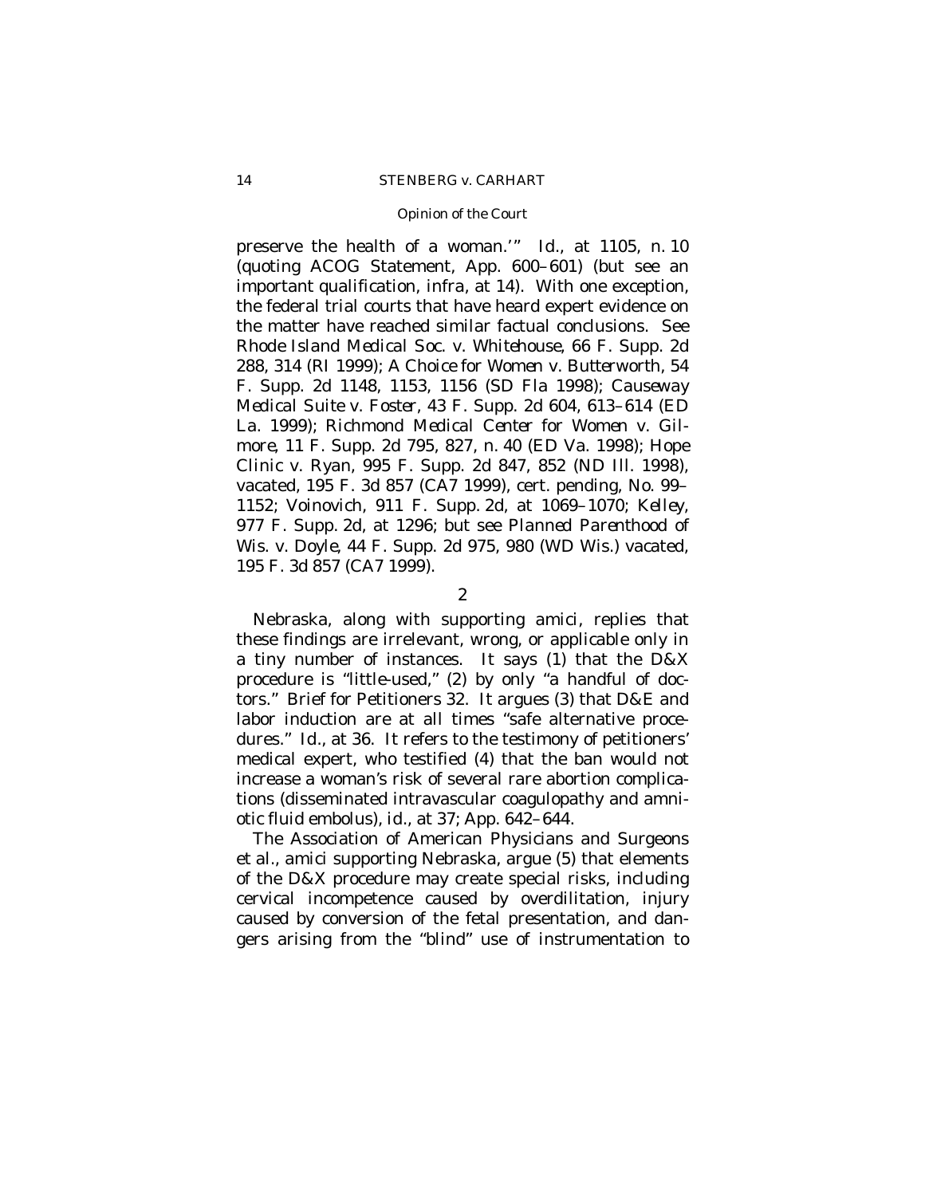preserve the health of a woman.'" *Id.*, at 1105, n. 10 (quoting ACOG Statement, App. 600–601) (but see an important qualification, *infra*, at 14). With one exception, the federal trial courts that have heard expert evidence on the matter have reached similar factual conclusions. See *Rhode Island Medical Soc.* v. *Whitehouse*, 66 F. Supp. 2d 288, 314 (RI 1999); *A Choice for Women* v. *Butterworth*, 54 F. Supp. 2d 1148, 1153, 1156 (SD Fla 1998); *Causeway Medical Suite* v. *Foster*, 43 F. Supp. 2d 604, 613–614 (ED La. 1999); *Richmond Medical Center for Women* v. *Gilmore*, 11 F. Supp. 2d 795, 827, n. 40 (ED Va. 1998); *Hope Clinic* v. *Ryan*, 995 F. Supp. 2d 847, 852 (ND Ill. 1998), vacated, 195 F. 3d 857 (CA7 1999), cert. pending, No. 99–1152; *Voinovich*, 911 F. Supp. 2d, at 1069–1070; *Kelley*, 977 F. Supp. 2d, at 1296; but see *Planned Parenthood of Wis.* v. *Doyle*, 44 F. Supp. 2d 975, 980 (WD Wis.) vacated, 195 F. 3d 857 (CA7 1999).

2

Nebraska, along with supporting amici, replies that these findings are irrelevant, wrong, or applicable only in a tiny number of instances. It says (1) that the D&X procedure is "little-used," (2) by only "a handful of doctors." Brief for Petitioners 32. It argues (3) that D&E and labor induction are at all times "safe alternative procedures." *Id.*, at 36. It refers to the testimony of petitioners' medical expert, who testified (4) that the ban would not increase a woman's risk of several rare abortion complications (disseminated intravascular coagulopathy and amniotic fluid embolus), *id.*, at 37; App. 642–644.

The Association of American Physicians and Surgeons et al., amici supporting Nebraska, argue (5) that elements of the D&X procedure may create special risks, including cervical incompetence caused by overdilitation, injury caused by conversion of the fetal presentation, and dangers arising from the "blind" use of instrumentation to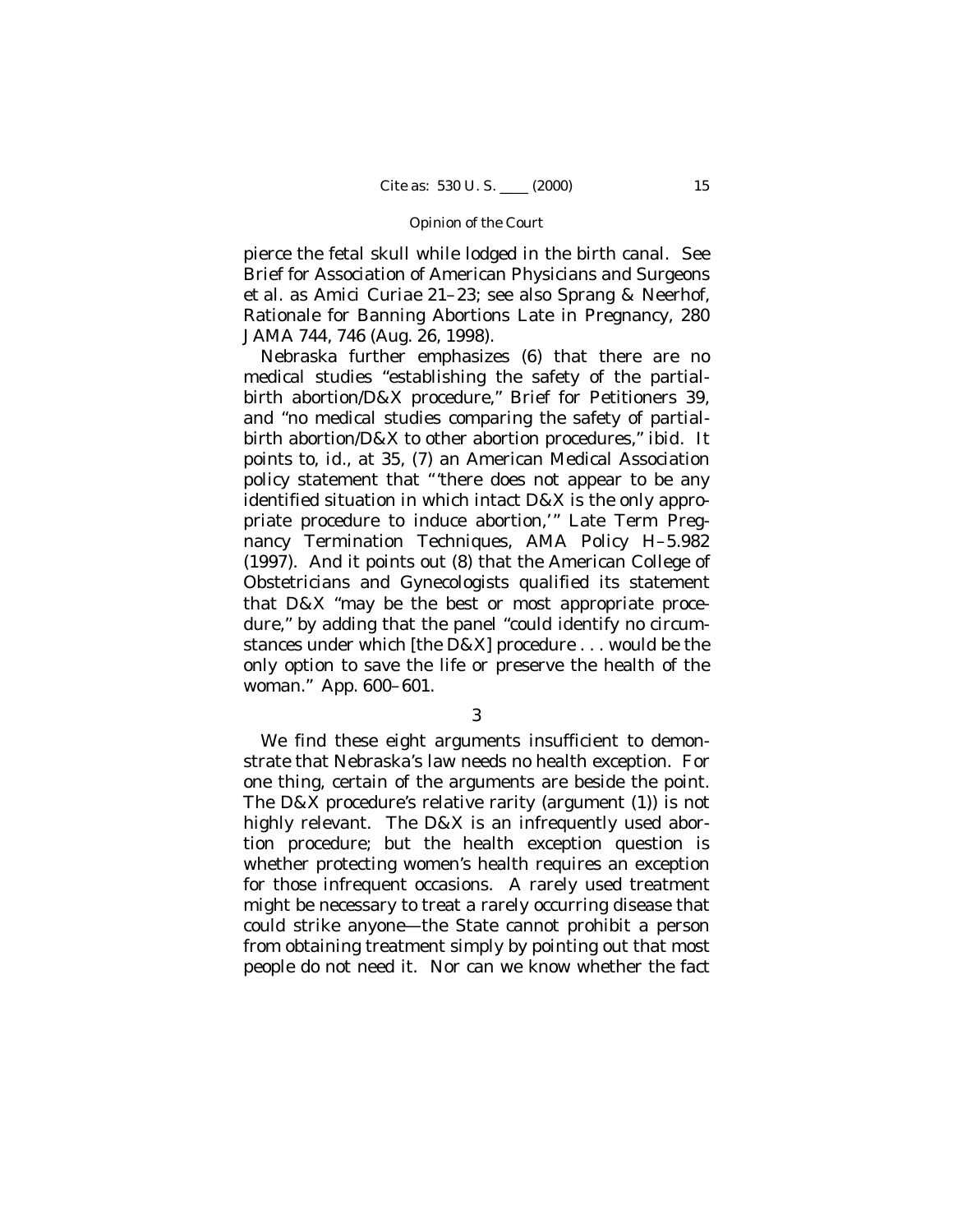pierce the fetal skull while lodged in the birth canal. See Brief for Association of American Physicians and Surgeons et al. as *Amici Curiae* 21–23; see also Sprang & Neerhof, Rationale for Banning Abortions Late in Pregnancy, 280 JAMA 744, 746 (Aug. 26, 1998).

Nebraska further emphasizes (6) that there are no medical studies "establishing the safety of the partial-birth abortion/D&X procedure," Brief for Petitioners 39, and "no medical studies comparing the safety of partial-birth abortion/D&X to other abortion procedures," *ibid.* It points to, *id.*, at 35, (7) an American Medical Association policy statement that "'there does not appear to be any identified situation in which intact D&X is the only appropriate procedure to induce abortion,'" Late Term Pregnancy Termination Techniques, AMA Policy H–5.982 (1997). And it points out (8) that the American College of Obstetricians and Gynecologists qualified its statement that D&X "may be the best or most appropriate procedure," by adding that the panel "could identify no circumstances under which [the D&X] procedure . . . would be the only option to save the life or preserve the health of the woman." App. 600–601.

3

We find these eight arguments insufficient to demonstrate that Nebraska's law needs no health exception. For one thing, certain of the arguments are beside the point. The D&X procedure's relative rarity (argument (1)) is not highly relevant. The D&X is an infrequently used abortion procedure; but the health exception question is whether protecting women's health requires an exception for those infrequent occasions. A rarely used treatment might be necessary to treat a rarely occurring disease that could strike anyone—the State cannot prohibit a person from obtaining treatment simply by pointing out that most people do not need it. Nor can we know whether the fact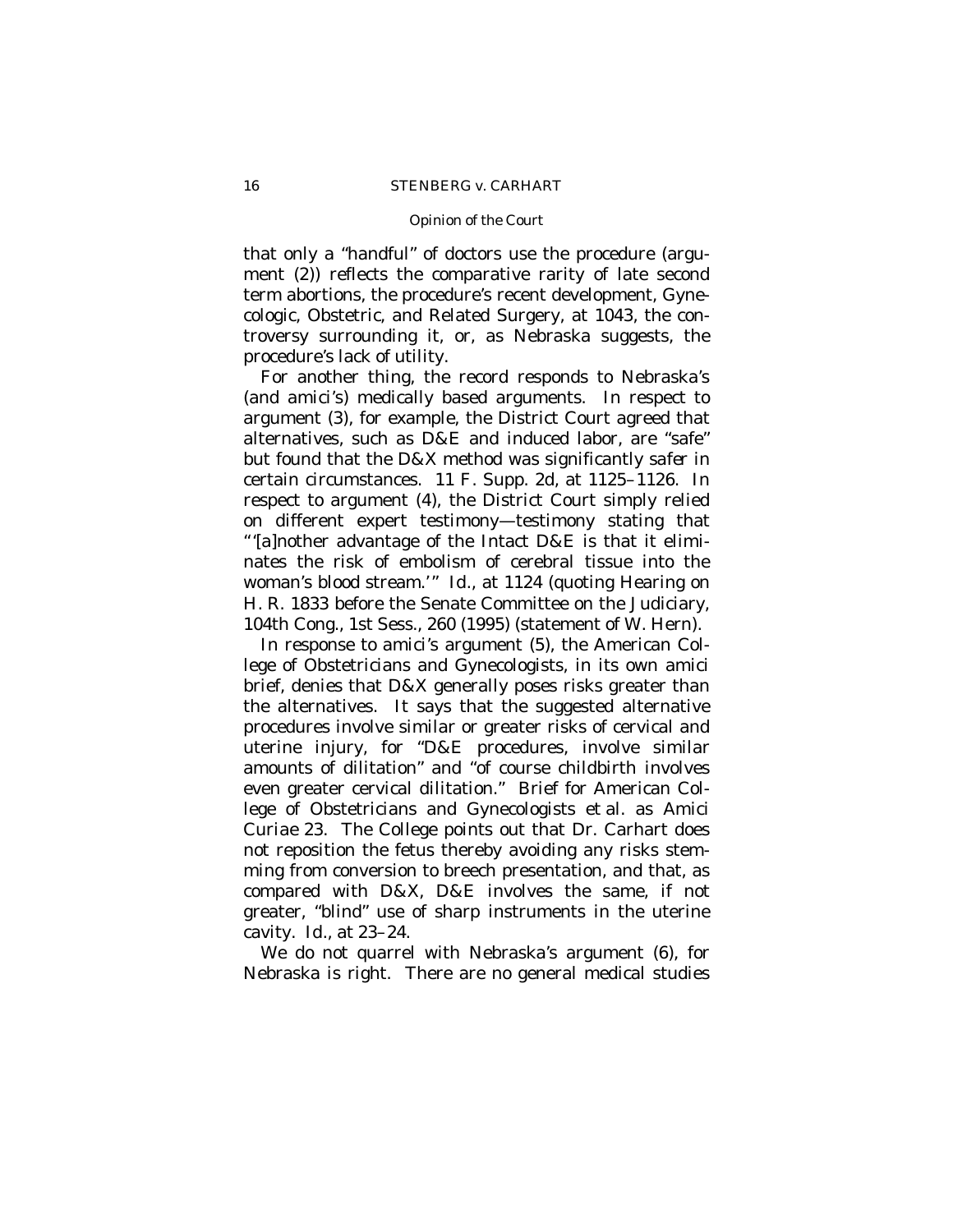that only a "handful" of doctors use the procedure (argument (2)) reflects the comparative rarity of late second term abortions, the procedure's recent development, Gynecologic, Obstetric, and Related Surgery, at 1043, the controversy surrounding it, or, as Nebraska suggests, the procedure's lack of utility.

For another thing, the record responds to Nebraska's (and *amici's*) medically based arguments. In respect to argument (3), for example, the District Court agreed that alternatives, such as D&E and induced labor, are "safe" but found that the D&X method was significantly safer in certain circumstances. 11 F. Supp. 2d, at 1125–1126. In respect to argument (4), the District Court simply relied on different expert testimony—testimony stating that "'[a]nother advantage of the Intact D&E is that it eliminates the risk of embolism of cerebral tissue into the woman's blood stream.'" *Id.*, at 1124 (quoting Hearing on H. R. 1833 before the Senate Committee on the Judiciary, 104th Cong., 1st Sess., 260 (1995) (statement of W. Hern).

In response to *amici's* argument (5), the American College of Obstetricians and Gynecologists, in its own *amici* brief, denies that D&X generally poses risks greater than the alternatives. It says that the suggested alternative procedures involve similar or greater risks of cervical and uterine injury, for "D&E procedures, involve similar amounts of dilitation" and "of course childbirth involves even greater cervical dilitation." Brief for American College of Obstetricians and Gynecologists et al. as *Amici Curiae* 23. The College points out that Dr. Carhart does not reposition the fetus thereby avoiding any risks stemming from conversion to breech presentation, and that, as compared with D&X, D&E involves the same, if not greater, "blind" use of sharp instruments in the uterine cavity. *Id.*, at 23–24.

We do not quarrel with Nebraska's argument (6), for Nebraska is right. There are no general medical studies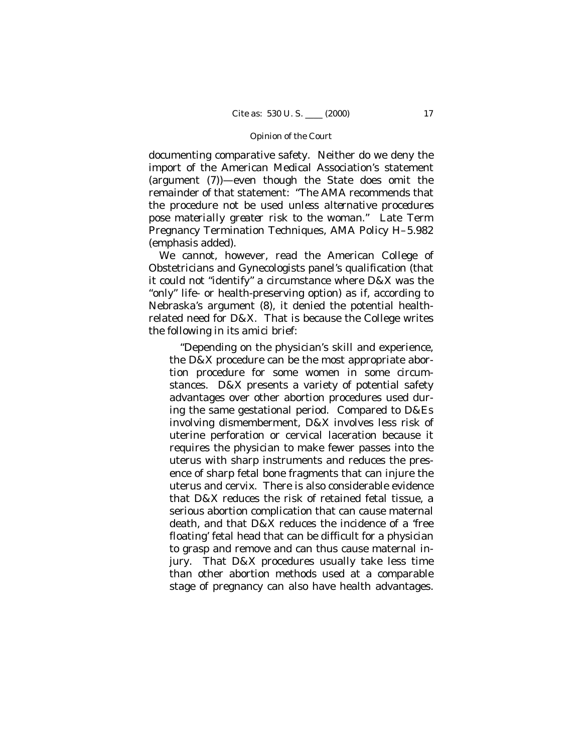documenting comparative safety. Neither do we deny the import of the American Medical Association's statement (argument (7))—even though the State does omit the remainder of that statement: "The AMA recommends that the procedure not be used *unless alternative procedures pose materially greater risk to the woman*." Late Term Pregnancy Termination Techniques, AMA Policy H–5.982 (emphasis added).

We cannot, however, read the American College of Obstetricians and Gynecologists panel's qualification (that it could not "identify" a circumstance where D&X was the "only" life- or health-preserving option) as if, according to Nebraska's argument (8), it denied the potential health-related need for D&X. That is because the College writes the following in its amici brief:

> "Depending on the physician's skill and experience, the D&X procedure can be the most appropriate abortion procedure for some women in some circumstances. D&X presents a variety of potential safety advantages over other abortion procedures used during the same gestational period. Compared to D&Es involving dismemberment, D&X involves less risk of uterine perforation or cervical laceration because it requires the physician to make fewer passes into the uterus with sharp instruments and reduces the presence of sharp fetal bone fragments that can injure the uterus and cervix. There is also considerable evidence that D&X reduces the risk of retained fetal tissue, a serious abortion complication that can cause maternal death, and that D&X reduces the incidence of a 'free floating' fetal head that can be difficult for a physician to grasp and remove and can thus cause maternal injury. That D&X procedures usually take less time than other abortion methods used at a comparable stage of pregnancy can also have health advantages.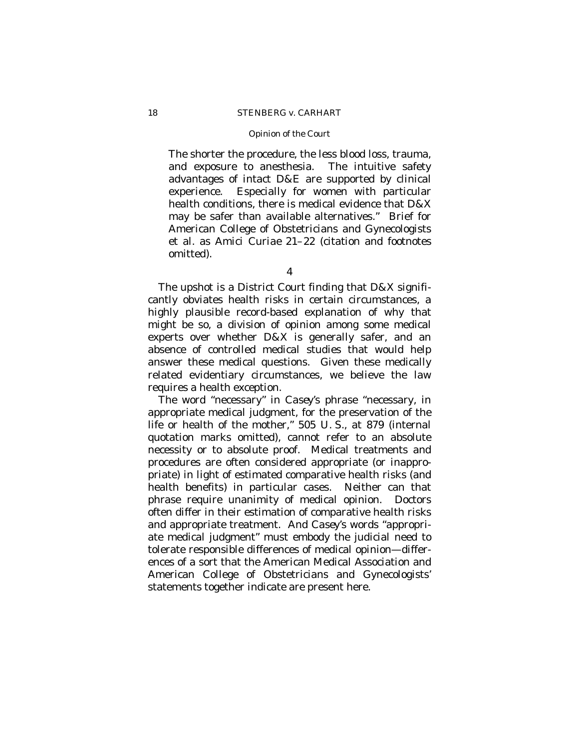The shorter the procedure, the less blood loss, trauma, and exposure to anesthesia. The intuitive safety advantages of intact D&E are supported by clinical experience. Especially for women with particular health conditions, there is medical evidence that D&X may be safer than available alternatives." Brief for American College of Obstetricians and Gynecologists et al. as *Amici Curiae* 21–22 (citation and footnotes omitted).

4

The upshot is a District Court finding that D&X significantly obviates health risks in certain circumstances, a highly plausible record-based explanation of why that might be so, a division of opinion among some medical experts over whether D&X is generally safer, and an absence of controlled medical studies that would help answer these medical questions. Given these medically related evidentiary circumstances, we believe the law requires a health exception.

The word "necessary" in *Casey*'s phrase "necessary, in appropriate medical judgment, for the preservation of the life or health of the mother," 505 U. S., at 879 (internal quotation marks omitted), cannot refer to an absolute necessity or to absolute proof. Medical treatments and procedures are often considered appropriate (or inappropriate) in light of estimated comparative health risks (and health benefits) in particular cases. Neither can that phrase require unanimity of medical opinion. Doctors often differ in their estimation of comparative health risks and appropriate treatment. And *Casey*'s words "appropriate medical judgment" must embody the judicial need to tolerate responsible differences of medical opinion—differences of a sort that the American Medical Association and American College of Obstetricians and Gynecologists' statements together indicate are present here.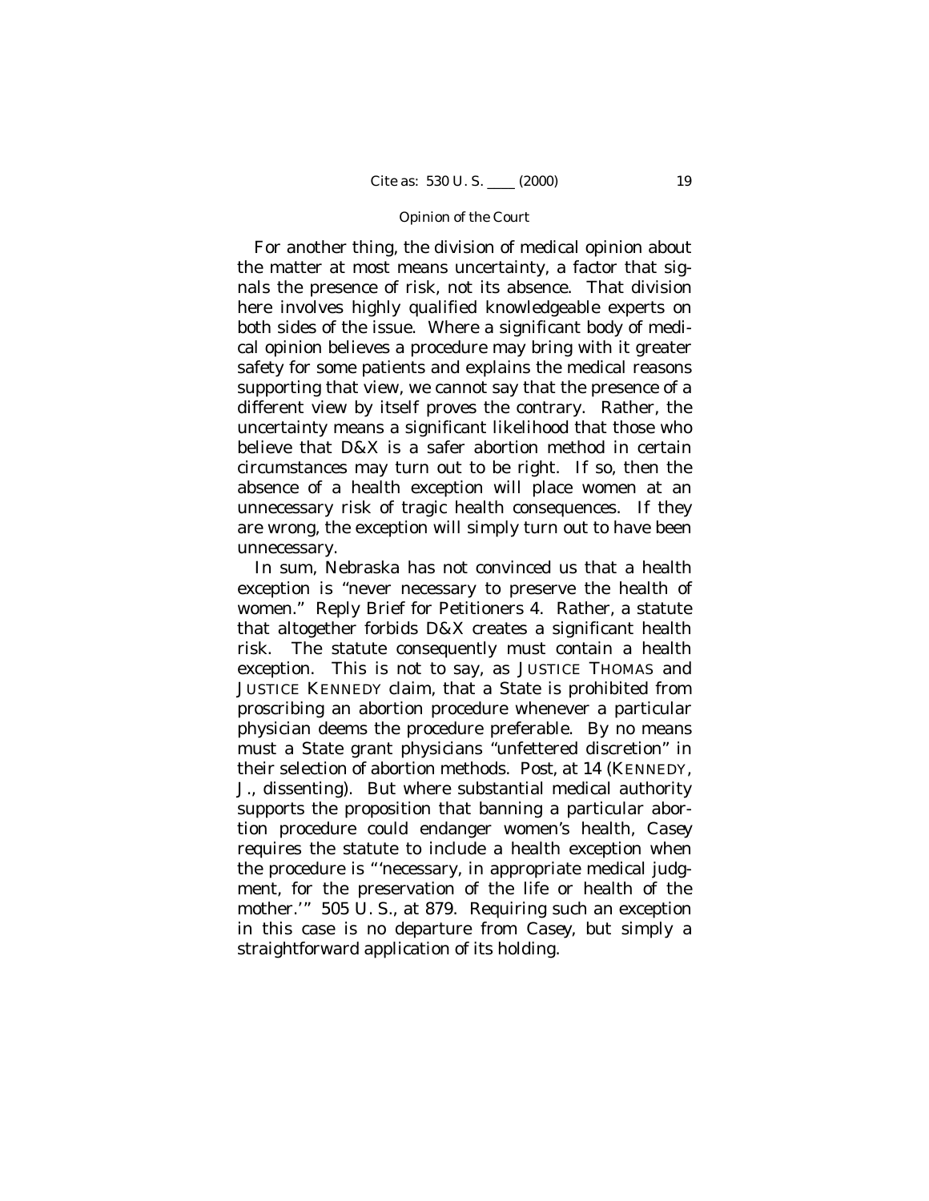For another thing, the division of medical opinion about the matter at most means uncertainty, a factor that signals the presence of risk, not its absence. That division here involves highly qualified knowledgeable experts on both sides of the issue. Where a significant body of medical opinion believes a procedure may bring with it greater safety for some patients and explains the medical reasons supporting that view, we cannot say that the presence of a different view by itself proves the contrary. Rather, the uncertainty means a significant likelihood that those who believe that D&X is a safer abortion method in certain circumstances may turn out to be right. If so, then the absence of a health exception will place women at an unnecessary risk of tragic health consequences. If they are wrong, the exception will simply turn out to have been unnecessary.

In sum, Nebraska has not convinced us that a health exception is "never necessary to preserve the health of women." Reply Brief for Petitioners 4. Rather, a statute that altogether forbids D&X creates a significant health risk. The statute consequently must contain a health exception. This is not to say, as JUSTICE THOMAS and JUSTICE KENNEDY claim, that a State is prohibited from proscribing an abortion procedure whenever a particular physician deems the procedure preferable. By no means must a State grant physicians "unfettered discretion" in their selection of abortion methods. *Post*, at 14 (KENNEDY, J., dissenting). But where substantial medical authority supports the proposition that banning a particular abortion procedure could endanger women's health, *Casey* requires the statute to include a health exception when the procedure is "'necessary, in appropriate medical judgment, for the preservation of the life or health of the mother.'" 505 U. S., at 879. Requiring such an exception in this case is no departure from *Casey*, but simply a straightforward application of its holding.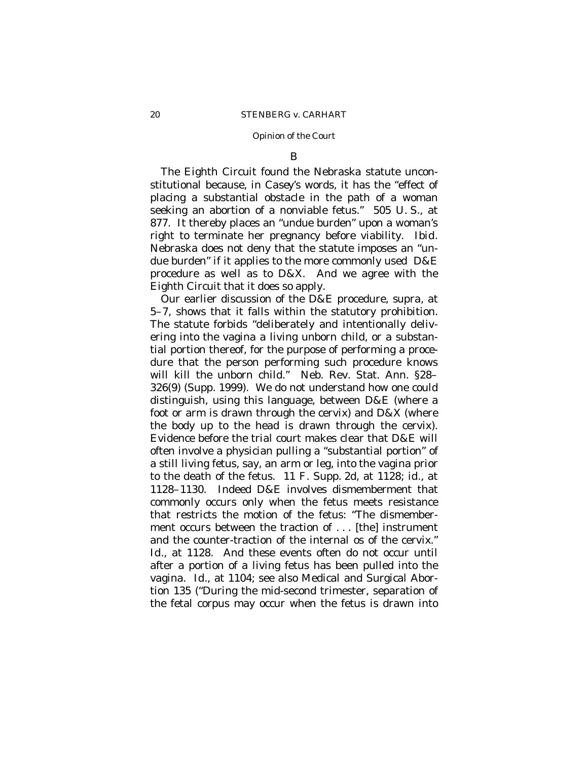B

The Eighth Circuit found the Nebraska statute unconstitutional because, in *Casey*'s words, it has the "effect of placing a substantial obstacle in the path of a woman seeking an abortion of a nonviable fetus." 505 U. S., at 877. It thereby places an "undue burden" upon a woman's right to terminate her pregnancy before viability. *Ibid.* Nebraska does not deny that the statute imposes an "undue burden" if it applies to the more commonly used D&E procedure as well as to D&X. And we agree with the Eighth Circuit that it does so apply.

Our earlier discussion of the D&E procedure, *supra,* at 5–7, shows that it falls within the statutory prohibition. The statute forbids "deliberately and intentionally delivering into the vagina a living unborn child, or a substantial portion thereof, for the purpose of performing a procedure that the person performing such procedure knows will kill the unborn child." Neb. Rev. Stat. Ann. §28–326(9) (Supp. 1999). We do not understand how one could distinguish, using this language, between D&E (where a foot or arm is drawn through the cervix) and D&X (where the body up to the head is drawn through the cervix). Evidence before the trial court makes clear that D&E will often involve a physician pulling a "substantial portion" of a still living fetus, say, an arm or leg, into the vagina prior to the death of the fetus. 11 F. Supp. 2d, at 1128; *id.,* at 1128–1130. Indeed D&E involves dismemberment that commonly occurs only when the fetus meets resistance that restricts the motion of the fetus: "The dismemberment occurs between the traction of . . . [the] instrument and the counter-traction of the internal os of the cervix." *Id.,* at 1128. And these events often do not occur until after a portion of a living fetus has been pulled into the vagina. *Id.,* at 1104; see also Medical and Surgical Abortion 135 ("During the mid-second trimester, separation of the fetal corpus may occur when the fetus is drawn into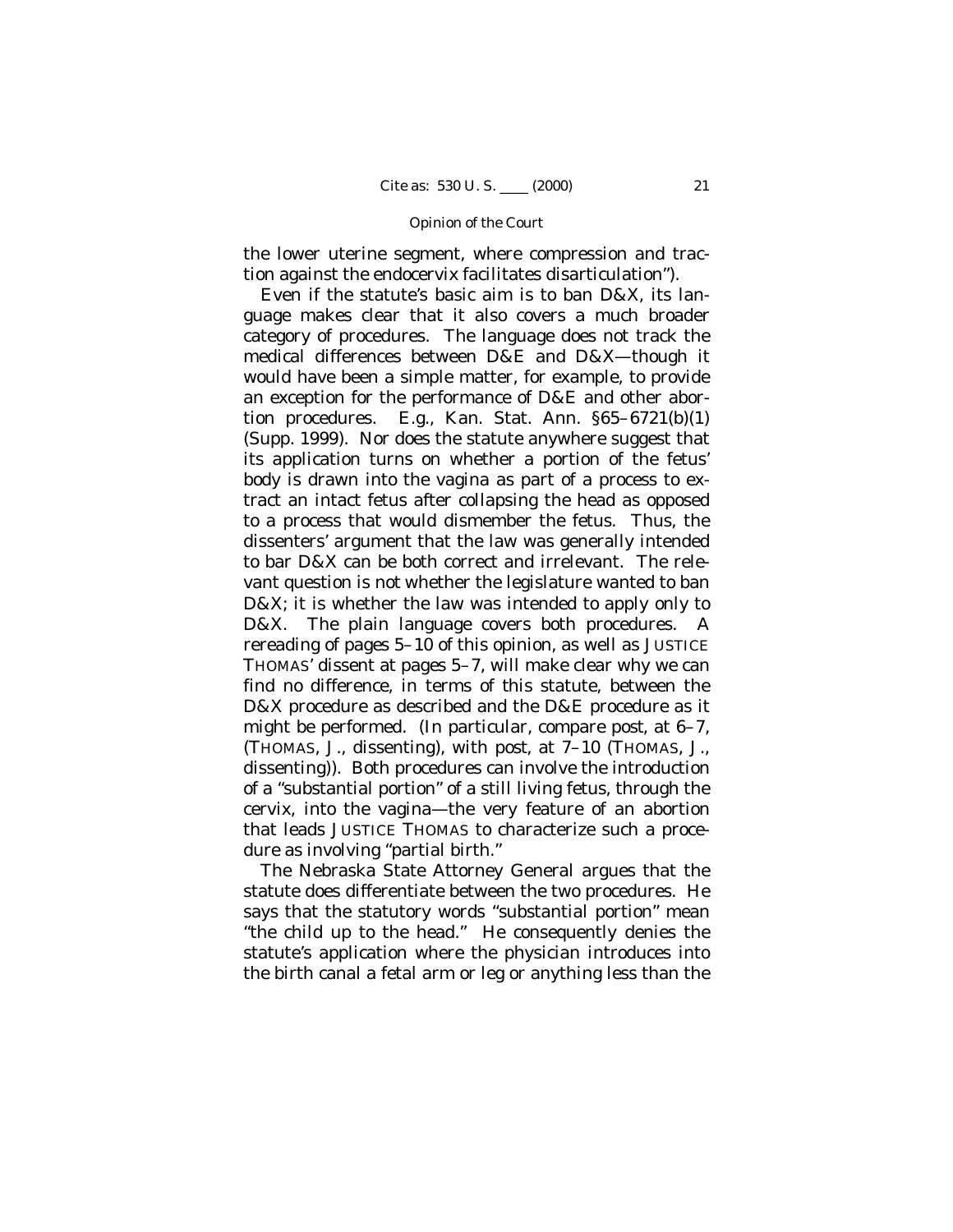the lower uterine segment, where compression and traction against the endocervix facilitates disarticulation").

Even if the statute's basic aim is to ban D&X, its language makes clear that it also covers a much broader category of procedures. The language does not track the medical differences between D&E and D&X—though it would have been a simple matter, for example, to provide an exception for the performance of D&E and other abortion procedures. *E.g.,* Kan. Stat. Ann. §65–6721(b)(1) (Supp. 1999). Nor does the statute anywhere suggest that its application turns on whether a portion of the fetus' body is drawn into the vagina as part of a process to extract an intact fetus after collapsing the head as opposed to a process that would dismember the fetus. Thus, the dissenters' argument that the law was generally intended to bar D&X can be both correct and irrelevant. The relevant question is not whether the legislature wanted to ban D&X; it is whether the law was intended to apply *only* to D&X. The plain language covers both procedures. A rereading of pages 5–10 of this opinion, as well as JUSTICE THOMAS' dissent at pages 5–7, will make clear why we can find no difference, in terms of this statute, between the D&X procedure as described and the D&E procedure as it might be performed. (In particular, compare *post,* at 6–7, (THOMAS, J., dissenting), with *post,* at 7–10 (THOMAS, J., dissenting)). Both procedures can involve the introduction of a "substantial portion" of a still living fetus, through the cervix, into the vagina—the very feature of an abortion that leads JUSTICE THOMAS to characterize such a procedure as involving "partial birth."

The Nebraska State Attorney General argues that the statute does differentiate between the two procedures. He says that the statutory words "substantial portion" mean "the child up to the head." He consequently denies the statute's application where the physician introduces into the birth canal a fetal arm or leg or anything less than the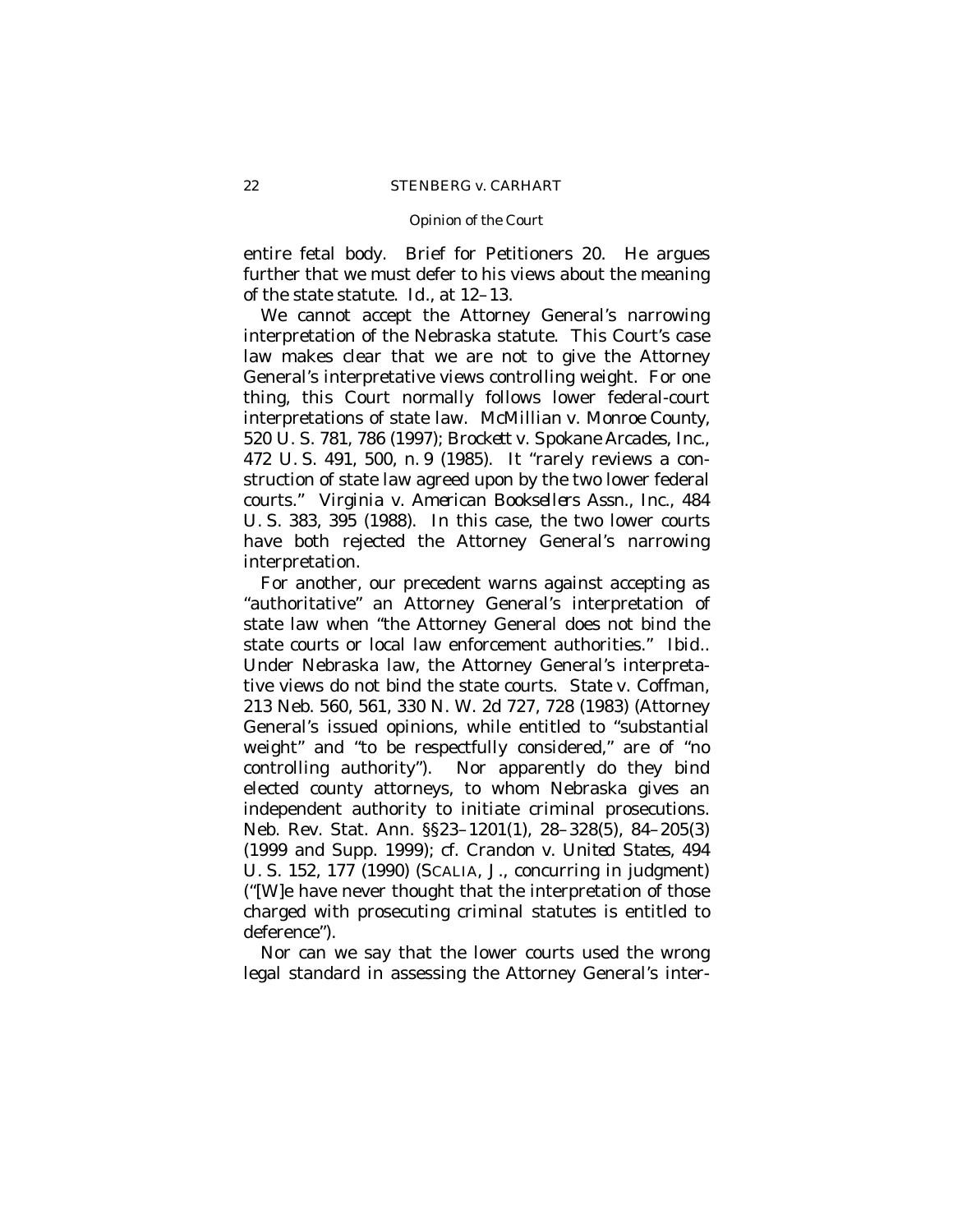entire fetal body. Brief for Petitioners 20. He argues further that we must defer to his views about the meaning of the state statute. *Id.*, at 12–13.

We cannot accept the Attorney General's narrowing interpretation of the Nebraska statute. This Court's case law makes clear that we are not to give the Attorney General's interpretative views controlling weight. For one thing, this Court normally follows lower federal-court interpretations of state law. *McMillian* v. *Monroe County*, 520 U. S. 781, 786 (1997); *Brockett* v. *Spokane Arcades, Inc.*, 472 U. S. 491, 500, n. 9 (1985). It "rarely reviews a construction of state law agreed upon by the two lower federal courts." *Virginia* v. *American Booksellers Assn., Inc.*, 484 U. S. 383, 395 (1988). In this case, the two lower courts have both rejected the Attorney General's narrowing interpretation.

For another, our precedent warns against accepting as "authoritative" an Attorney General's interpretation of state law when "the Attorney General does not bind the state courts or local law enforcement authorities." *Ibid.*. Under Nebraska law, the Attorney General's interpretative views do not bind the state courts. *State* v. *Coffman*, 213 Neb. 560, 561, 330 N. W. 2d 727, 728 (1983) (Attorney General's issued opinions, while entitled to "substantial weight" and "to be respectfully considered," are of "no controlling authority"). Nor apparently do they bind elected county attorneys, to whom Nebraska gives an independent authority to initiate criminal prosecutions. Neb. Rev. Stat. Ann. §§23–1201(1), 28–328(5), 84–205(3) (1999 and Supp. 1999); cf. *Crandon* v. *United States*, 494 U. S. 152, 177 (1990) (SCALIA, J., concurring in judgment) ("[W]e have never thought that the interpretation of those charged with prosecuting criminal statutes is entitled to deference").

Nor can we say that the lower courts used the wrong legal standard in assessing the Attorney General's inter-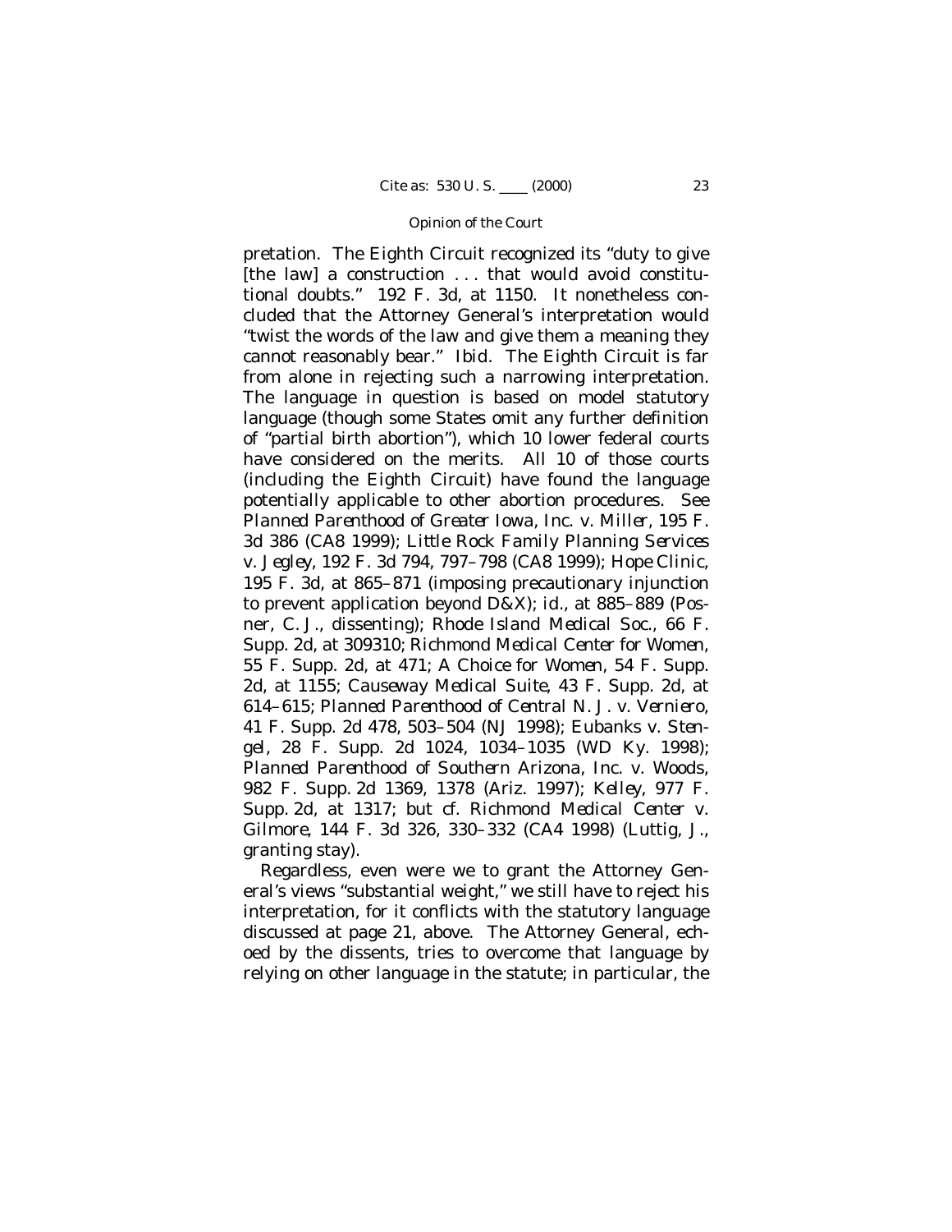pretation. The Eighth Circuit recognized its "duty to give [the law] a construction . . . that would avoid constitutional doubts." 192 F. 3d, at 1150. It nonetheless concluded that the Attorney General's interpretation would "twist the words of the law and give them a meaning they cannot reasonably bear." *Ibid.* The Eighth Circuit is far from alone in rejecting such a narrowing interpretation. The language in question is based on model statutory language (though some States omit any further definition of "partial birth abortion"), which 10 lower federal courts have considered on the merits. All 10 of those courts (including the Eighth Circuit) have found the language potentially applicable to other abortion procedures. See *Planned Parenthood of Greater Iowa, Inc.* v. *Miller*, 195 F. 3d 386 (CA8 1999); *Little Rock Family Planning Services* v. *Jegley*, 192 F. 3d 794, 797–798 (CA8 1999); *Hope Clinic*, 195 F. 3d, at 865–871 (imposing precautionary injunction to prevent application beyond D&X); *id.*, at 885–889 (Posner, C. J., dissenting); *Rhode Island Medical Soc.*, 66 F. Supp. 2d, at 309310; *Richmond Medical Center for Women*, 55 F. Supp. 2d, at 471; *A Choice for Women*, 54 F. Supp. 2d, at 1155; *Causeway Medical Suite*, 43 F. Supp. 2d, at 614–615; *Planned Parenthood of Central N. J.* v. *Verniero*, 41 F. Supp. 2d 478, 503–504 (NJ 1998); *Eubanks* v. *Stengel*, 28 F. Supp. 2d 1024, 1034–1035 (WD Ky. 1998); *Planned Parenthood of Southern Arizona, Inc.* v. *Woods*, 982 F. Supp. 2d 1369, 1378 (Ariz. 1997); *Kelley*, 977 F. Supp. 2d, at 1317; but cf. *Richmond Medical Center* v. *Gilmore*, 144 F. 3d 326, 330–332 (CA4 1998) (Luttig, J., granting stay).

Regardless, even were we to grant the Attorney General's views "substantial weight," we still have to reject his interpretation, for it conflicts with the statutory language discussed at page 21, above. The Attorney General, echoed by the dissents, tries to overcome that language by relying on other language in the statute; in particular, the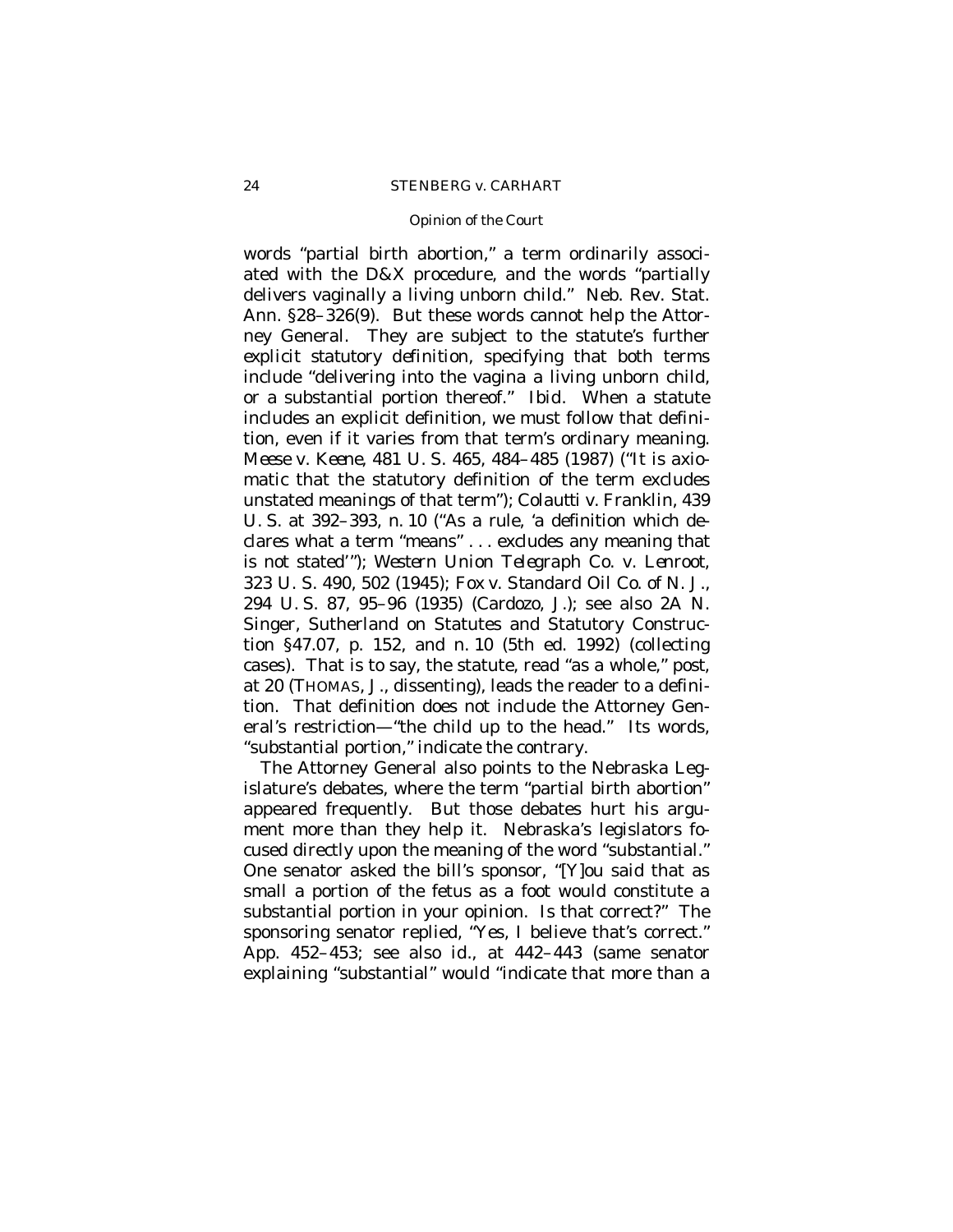words "partial birth abortion," a term ordinarily associated with the D&X procedure, and the words "partially delivers vaginally a living unborn child." Neb. Rev. Stat. Ann. §28–326(9). But these words cannot help the Attorney General. They are subject to the statute's further explicit statutory definition, specifying that both terms include "delivering into the vagina a living unborn child, or a substantial portion thereof." *Ibid.* When a statute includes an explicit definition, we must follow that definition, even if it varies from that term's ordinary meaning. *Meese* v. *Keene*, 481 U. S. 465, 484–485 (1987) ("It is axiomatic that the statutory definition of the term excludes unstated meanings of that term"); *Colautti* v. *Franklin*, 439 U. S. at 392–393, n. 10 ("As a rule, 'a definition which declares what a term "means" . . . excludes any meaning that is not stated'"); *Western Union Telegraph Co.* v. *Lenroot*, 323 U. S. 490, 502 (1945); *Fox* v. *Standard Oil Co. of N. J.*, 294 U. S. 87, 95–96 (1935) (Cardozo, J.); see also 2A N. Singer, Sutherland on Statutes and Statutory Construction §47.07, p. 152, and n. 10 (5th ed. 1992) (collecting cases). That is to say, the statute, read "as a whole," *post*, at 20 (THOMAS, J., dissenting), leads the reader to a definition. That definition does not include the Attorney General's restriction—"the child up to the head." Its words, "substantial portion," indicate the contrary.

The Attorney General also points to the Nebraska Legislature's debates, where the term "partial birth abortion" appeared frequently. But those debates hurt his argument more than they help it. Nebraska's legislators focused directly upon the meaning of the word "substantial." One senator asked the bill's sponsor, "[Y]ou said that as small a portion of the fetus as a foot would constitute a substantial portion in your opinion. Is that correct?" The sponsoring senator replied, "Yes, I believe that's correct." App. 452–453; see also *id.*, at 442–443 (same senator explaining "substantial" would "indicate that more than a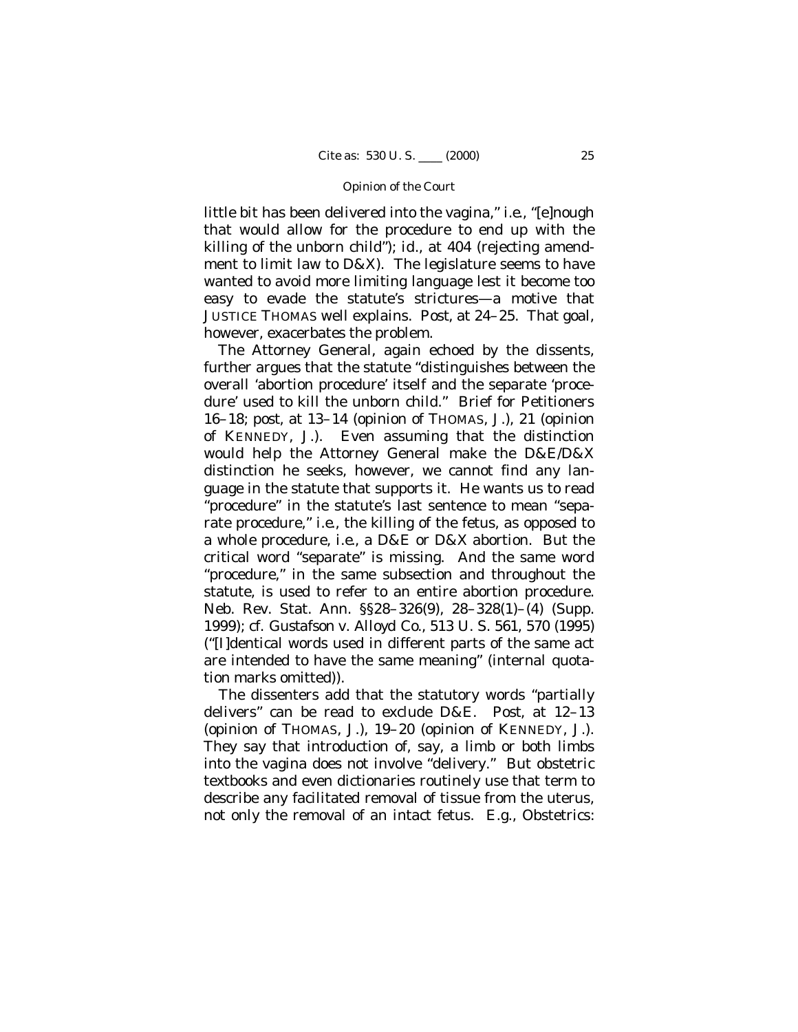little bit has been delivered into the vagina," i.e., "[e]nough that would allow for the procedure to end up with the killing of the unborn child"); *id.*, at 404 (rejecting amendment to limit law to D&X). The legislature seems to have wanted to avoid more limiting language lest it become too easy to evade the statute's strictures—a motive that JUSTICE THOMAS well explains. *Post*, at 24–25. That goal, however, exacerbates the problem.

The Attorney General, again echoed by the dissents, further argues that the statute "distinguishes between the overall 'abortion procedure' itself and the separate 'procedure' used to kill the unborn child." Brief for Petitioners 16–18; *post*, at 13–14 (opinion of THOMAS, J.), 21 (opinion of KENNEDY, J.). Even assuming that the distinction would help the Attorney General make the D&E/D&X distinction he seeks, however, we cannot find any language in the statute that supports it. He wants us to read "procedure" in the statute's last sentence to mean "separate procedure," i.e., the killing of the fetus, as opposed to a whole procedure, i.e., a D&E or D&X abortion. But the critical word "separate" is missing. And the same word "procedure," in the same subsection and throughout the statute, is used to refer to an entire abortion procedure. Neb. Rev. Stat. Ann. §§28–326(9), 28–328(1)–(4) (Supp. 1999); cf. *Gustafson* v. *Alloyd Co.*, 513 U. S. 561, 570 (1995) ("[I]dentical words used in different parts of the same act are intended to have the same meaning" (internal quotation marks omitted)).

The dissenters add that the statutory words "partially delivers" can be read to exclude D&E. *Post*, at 12–13 (opinion of THOMAS, J.), 19–20 (opinion of KENNEDY, J.). They say that introduction of, say, a limb or both limbs into the vagina does not involve "delivery." But obstetric textbooks and even dictionaries routinely use that term to describe any facilitated removal of tissue from the uterus, not only the removal of an intact fetus. *E.g.*, Obstetrics: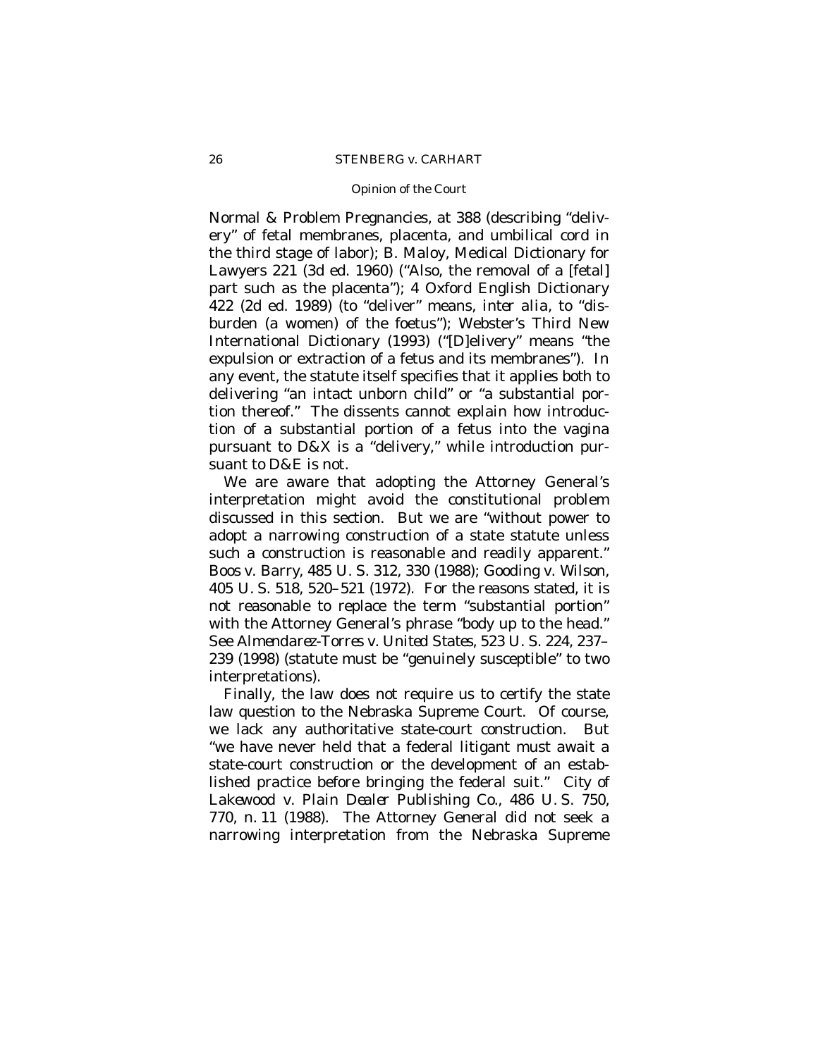*Normal & Problem Pregnancies*, at 388 (describing "delivery" of fetal membranes, placenta, and umbilical cord in the third stage of labor); B. Maloy, Medical Dictionary for Lawyers 221 (3d ed. 1960) ("Also, the removal of a [fetal] part such as the placenta"); 4 Oxford English Dictionary 422 (2d ed. 1989) (to "deliver" means, *inter alia*, to "disburden (a women) of the foetus"); Webster's Third New International Dictionary (1993) ("[D]elivery" means "the expulsion or extraction of a fetus and its membranes"). In any event, the statute itself specifies that it applies both to delivering "an intact unborn child" or "a substantial portion thereof." The dissents cannot explain how introduction of a substantial portion of a fetus into the vagina pursuant to D&X is a "delivery," while introduction pursuant to D&E is not.

We are aware that adopting the Attorney General's interpretation might avoid the constitutional problem discussed in this section. But we are "without power to adopt a narrowing construction of a state statute unless such a construction is reasonable and readily apparent." *Boos* v. *Barry*, 485 U. S. 312, 330 (1988); *Gooding* v. *Wilson*, 405 U. S. 518, 520–521 (1972). For the reasons stated, it is not reasonable to replace the term "substantial portion" with the Attorney General's phrase "body up to the head." See *Almendarez-Torres* v. *United States*, 523 U. S. 224, 237–239 (1998) (statute must be "genuinely susceptible" to two interpretations).

Finally, the law does not require us to certify the state law question to the Nebraska Supreme Court. Of course, we lack any authoritative state-court construction. But "we have never held that a federal litigant must await a state-court construction or the development of an established practice before bringing the federal suit." *City of Lakewood* v. *Plain Dealer Publishing Co.*, 486 U. S. 750, 770, n. 11 (1988). The Attorney General did not seek a narrowing interpretation from the Nebraska Supreme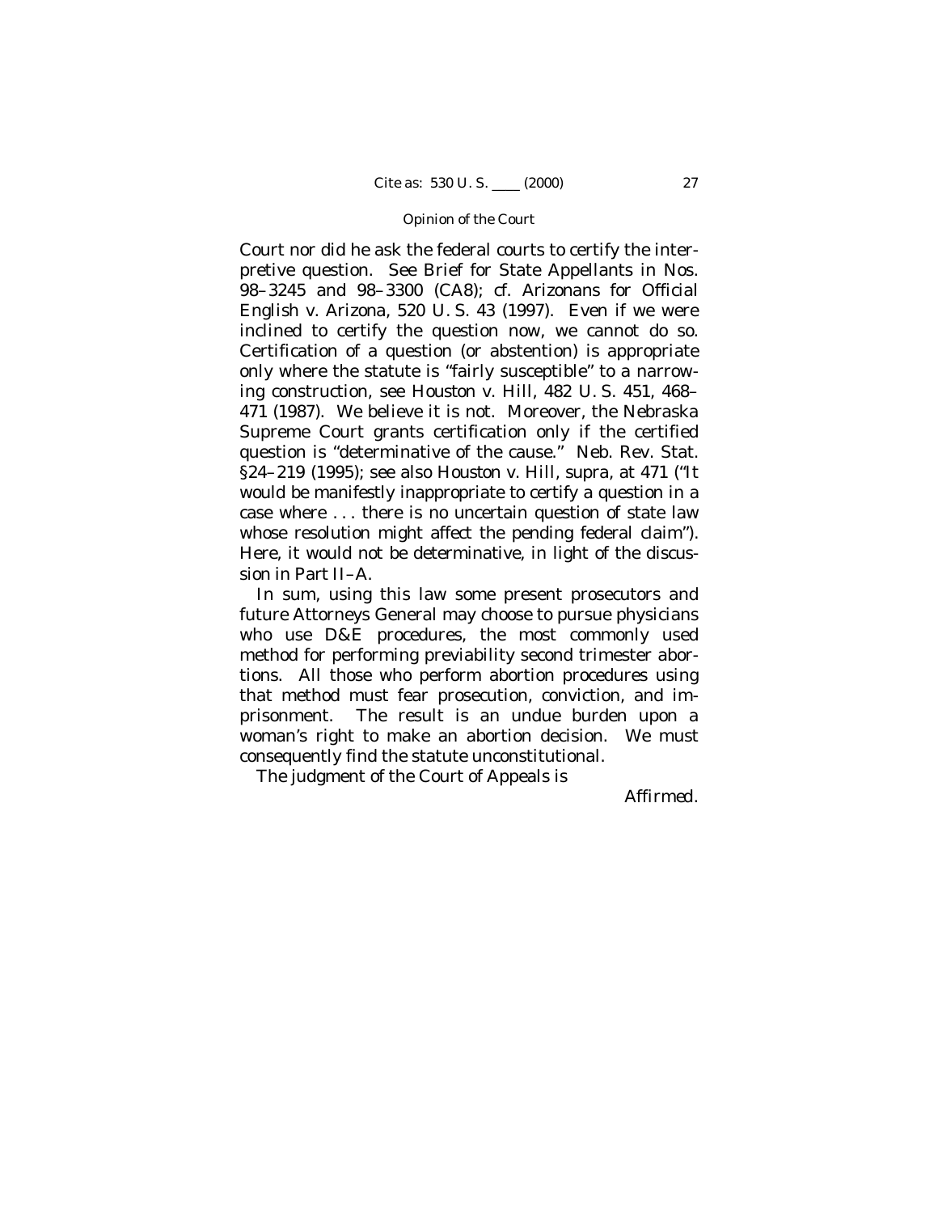Court nor did he ask the federal courts to certify the interpretive question. See Brief for State Appellants in Nos. 98–3245 and 98–3300 (CA8); cf. *Arizonans for Official English* v. *Arizona*, 520 U. S. 43 (1997). Even if we were inclined to certify the question now, we cannot do so. Certification of a question (or abstention) is appropriate only where the statute is "fairly susceptible" to a narrowing construction, see *Houston* v. *Hill*, 482 U. S. 451, 468–471 (1987). We believe it is not. Moreover, the Nebraska Supreme Court grants certification only if the certified question is "determinative of the cause." Neb. Rev. Stat. §24–219 (1995); see also *Houston* v. *Hill*, *supra*, at 471 ("It would be manifestly inappropriate to certify a question in a case where . . . there is no uncertain question of state law whose resolution might affect the pending federal claim"). Here, it would not be determinative, in light of the discussion in Part II–A.

In sum, using this law some present prosecutors and future Attorneys General may choose to pursue physicians who use D&E procedures, the most commonly used method for performing previability second trimester abortions. All those who perform abortion procedures using that method must fear prosecution, conviction, and imprisonment. The result is an undue burden upon a woman's right to make an abortion decision. We must consequently find the statute unconstitutional.

The judgment of the Court of Appeals is

*Affirmed.*